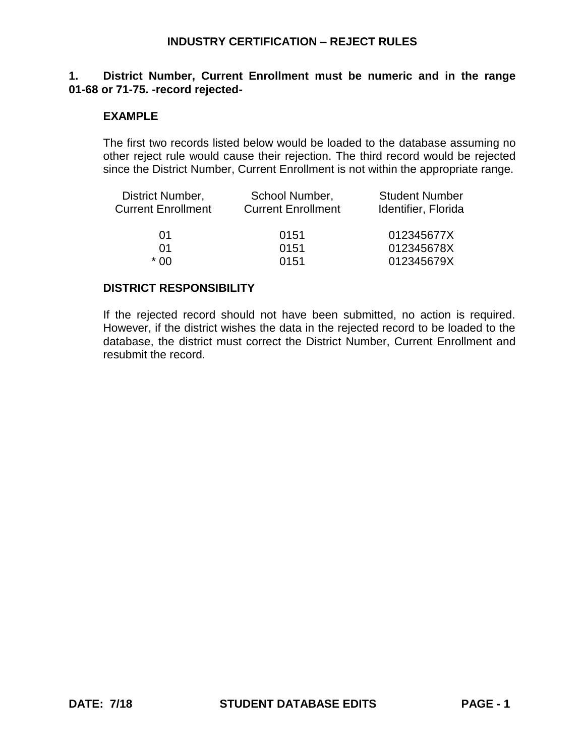# INDUSTRY CERTIFICATION – REJECT RULES

**1. District Number, Current Enrollment must be numeric and in the range 01-68 or 71-75. -record rejected-**

### EXAMPLE

The first two records listed below would be loaded to the database assuming no other reject rule would cause their rejection. The third record would be rejected since the District Number, Current Enrollment is not within the appropriate range.

| District Number, Current Enrollment | School Number, Current Enrollment | Student Number Identifier, Florida |
|---|---|---|
| 01 | 0151 | 012345677X |
| 01 | 0151 | 012345678X |
| * 00 | 0151 | 012345679X |

### DISTRICT RESPONSIBILITY

If the rejected record should not have been submitted, no action is required. However, if the district wishes the data in the rejected record to be loaded to the database, the district must correct the District Number, Current Enrollment and resubmit the record.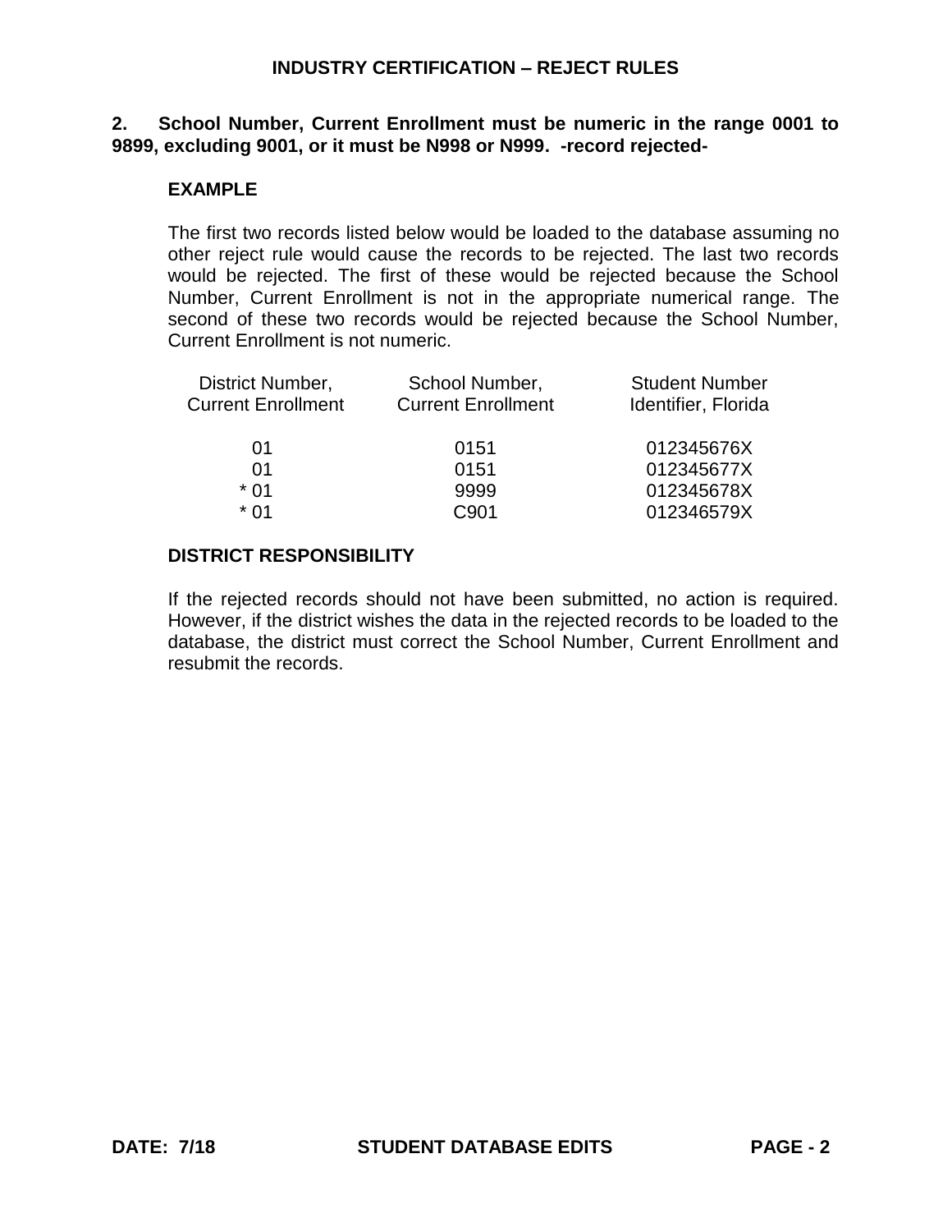**2. School Number, Current Enrollment must be numeric in the range 0001 to 9899, excluding 9001, or it must be N998 or N999. -record rejected-**

**EXAMPLE**

The first two records listed below would be loaded to the database assuming no other reject rule would cause the records to be rejected. The last two records would be rejected. The first of these would be rejected because the School Number, Current Enrollment is not in the appropriate numerical range. The second of these two records would be rejected because the School Number, Current Enrollment is not numeric.

| District Number, Current Enrollment | School Number, Current Enrollment | Student Number Identifier, Florida |
|---|---|---|
| 01 | 0151 | 012345676X |
| 01 | 0151 | 012345677X |
| * 01 | 9999 | 012345678X |
| * 01 | C901 | 012346579X |

**DISTRICT RESPONSIBILITY**

If the rejected records should not have been submitted, no action is required. However, if the district wishes the data in the rejected records to be loaded to the database, the district must correct the School Number, Current Enrollment and resubmit the records.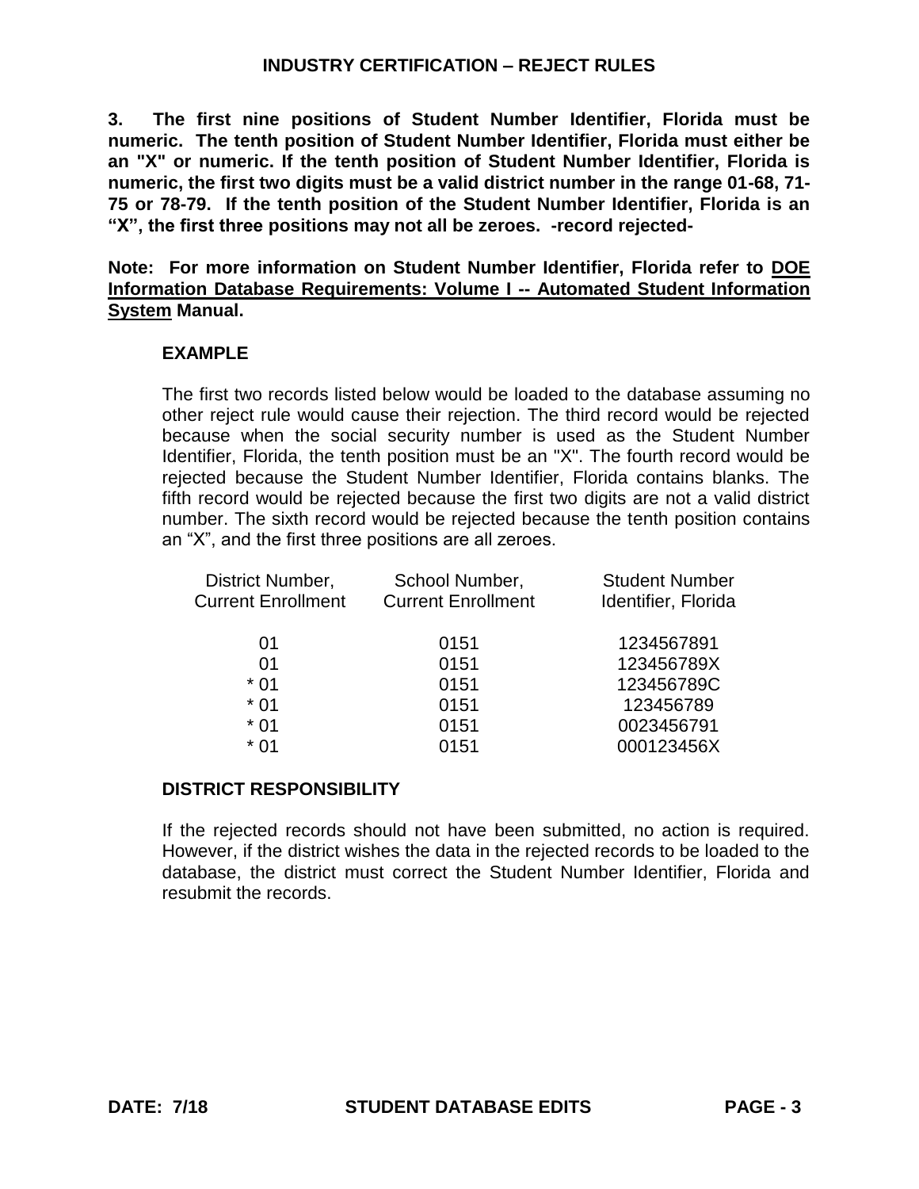**INDUSTRY CERTIFICATION – REJECT RULES**

**3. The first nine positions of Student Number Identifier, Florida must be numeric. The tenth position of Student Number Identifier, Florida must either be an "X" or numeric. If the tenth position of Student Number Identifier, Florida is numeric, the first two digits must be a valid district number in the range 01-68, 71-75 or 78-79. If the tenth position of the Student Number Identifier, Florida is an "X", the first three positions may not all be zeroes. -record rejected-**

**Note: For more information on Student Number Identifier, Florida refer to DOE Information Database Requirements: Volume I -- Automated Student Information System Manual.**

**EXAMPLE**

The first two records listed below would be loaded to the database assuming no other reject rule would cause their rejection. The third record would be rejected because when the social security number is used as the Student Number Identifier, Florida, the tenth position must be an "X". The fourth record would be rejected because the Student Number Identifier, Florida contains blanks. The fifth record would be rejected because the first two digits are not a valid district number. The sixth record would be rejected because the tenth position contains an "X", and the first three positions are all zeroes.

| District Number, Current Enrollment | School Number, Current Enrollment | Student Number Identifier, Florida |
|---|---|---|
| 01 | 0151 | 1234567891 |
| 01 | 0151 | 123456789X |
| * 01 | 0151 | 123456789C |
| * 01 | 0151 | 123456789 |
| * 01 | 0151 | 0023456791 |
| * 01 | 0151 | 000123456X |

**DISTRICT RESPONSIBILITY**

If the rejected records should not have been submitted, no action is required. However, if the district wishes the data in the rejected records to be loaded to the database, the district must correct the Student Number Identifier, Florida and resubmit the records.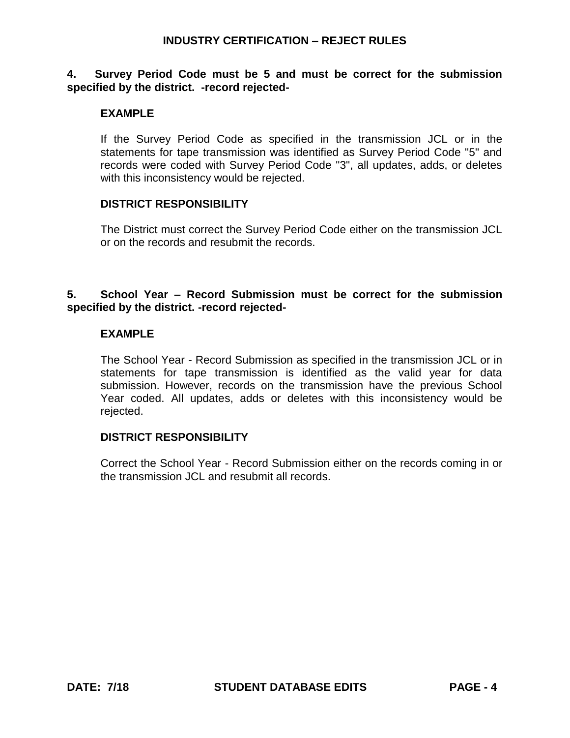**4. Survey Period Code must be 5 and must be correct for the submission specified by the district. -record rejected-**

**EXAMPLE**

If the Survey Period Code as specified in the transmission JCL or in the statements for tape transmission was identified as Survey Period Code "5" and records were coded with Survey Period Code "3", all updates, adds, or deletes with this inconsistency would be rejected.

**DISTRICT RESPONSIBILITY**

The District must correct the Survey Period Code either on the transmission JCL or on the records and resubmit the records.

**5. School Year – Record Submission must be correct for the submission specified by the district. -record rejected-**

**EXAMPLE**

The School Year - Record Submission as specified in the transmission JCL or in statements for tape transmission is identified as the valid year for data submission. However, records on the transmission have the previous School Year coded. All updates, adds or deletes with this inconsistency would be rejected.

**DISTRICT RESPONSIBILITY**

Correct the School Year - Record Submission either on the records coming in or the transmission JCL and resubmit all records.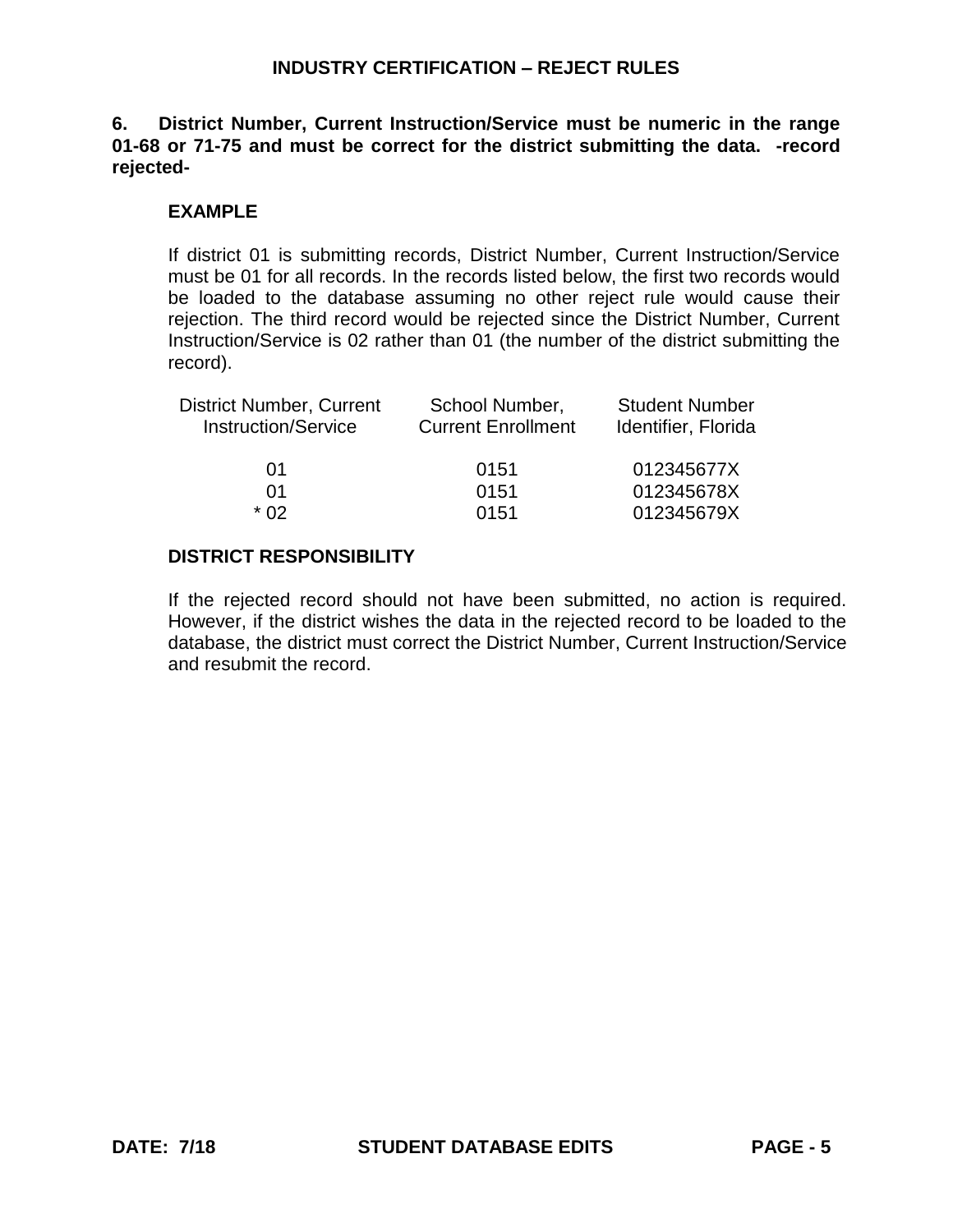**6. District Number, Current Instruction/Service must be numeric in the range 01-68 or 71-75 and must be correct for the district submitting the data. -record rejected-**

**EXAMPLE**

If district 01 is submitting records, District Number, Current Instruction/Service must be 01 for all records. In the records listed below, the first two records would be loaded to the database assuming no other reject rule would cause their rejection. The third record would be rejected since the District Number, Current Instruction/Service is 02 rather than 01 (the number of the district submitting the record).

| District Number, Current Instruction/Service | School Number, Current Enrollment | Student Number Identifier, Florida |
|---|---|---|
| 01 | 0151 | 012345677X |
| 01 | 0151 | 012345678X |
| * 02 | 0151 | 012345679X |

**DISTRICT RESPONSIBILITY**

If the rejected record should not have been submitted, no action is required. However, if the district wishes the data in the rejected record to be loaded to the database, the district must correct the District Number, Current Instruction/Service and resubmit the record.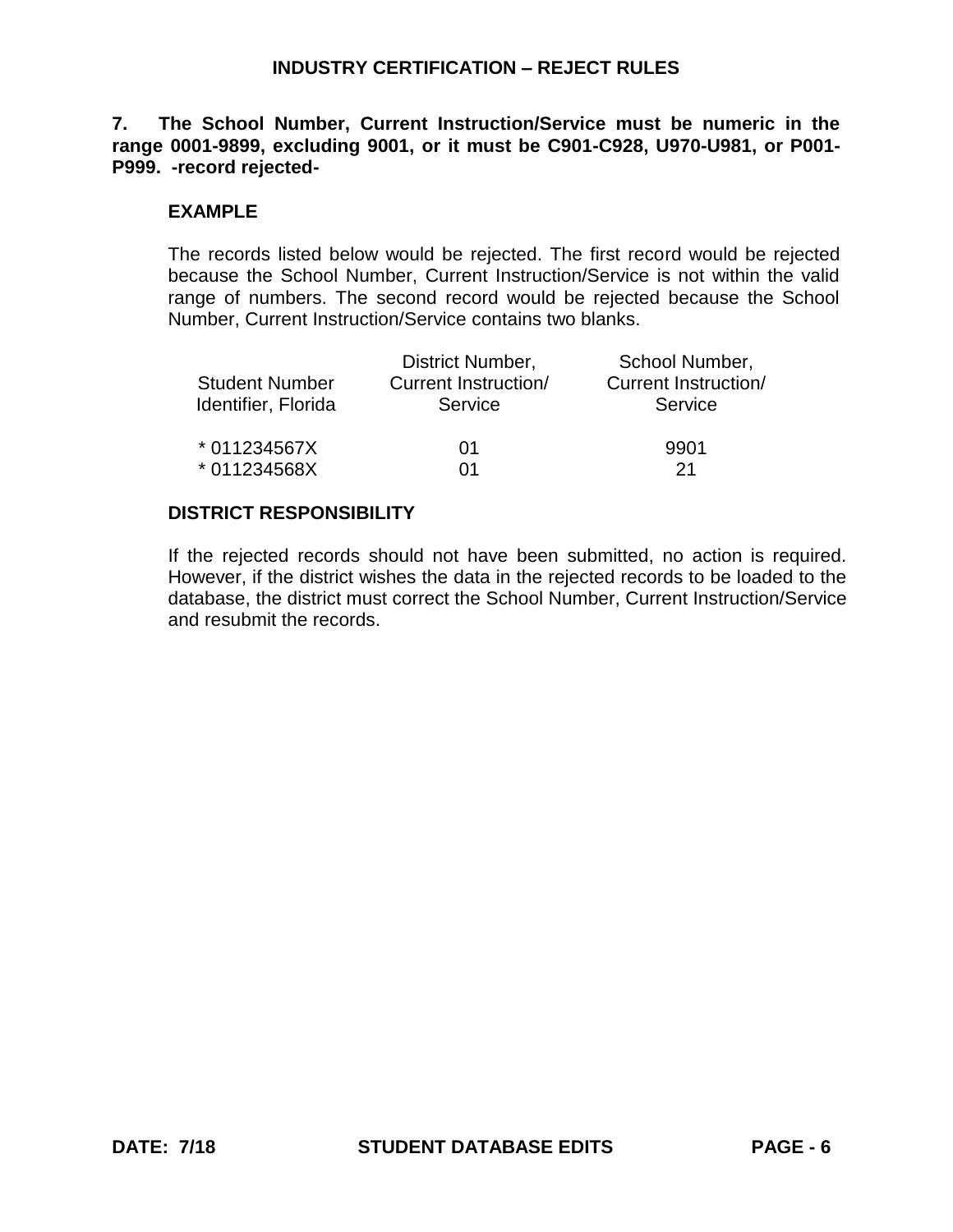# INDUSTRY CERTIFICATION – REJECT RULES

**7. The School Number, Current Instruction/Service must be numeric in the range 0001-9899, excluding 9001, or it must be C901-C928, U970-U981, or P001-P999. -record rejected-**

### EXAMPLE

The records listed below would be rejected. The first record would be rejected because the School Number, Current Instruction/Service is not within the valid range of numbers. The second record would be rejected because the School Number, Current Instruction/Service contains two blanks.

| Student Number Identifier, Florida | District Number, Current Instruction/ Service | School Number, Current Instruction/ Service |
|---|---|---|
| * 011234567X | 01 | 9901 |
| * 011234568X | 01 | 21 |

### DISTRICT RESPONSIBILITY

If the rejected records should not have been submitted, no action is required. However, if the district wishes the data in the rejected records to be loaded to the database, the district must correct the School Number, Current Instruction/Service and resubmit the records.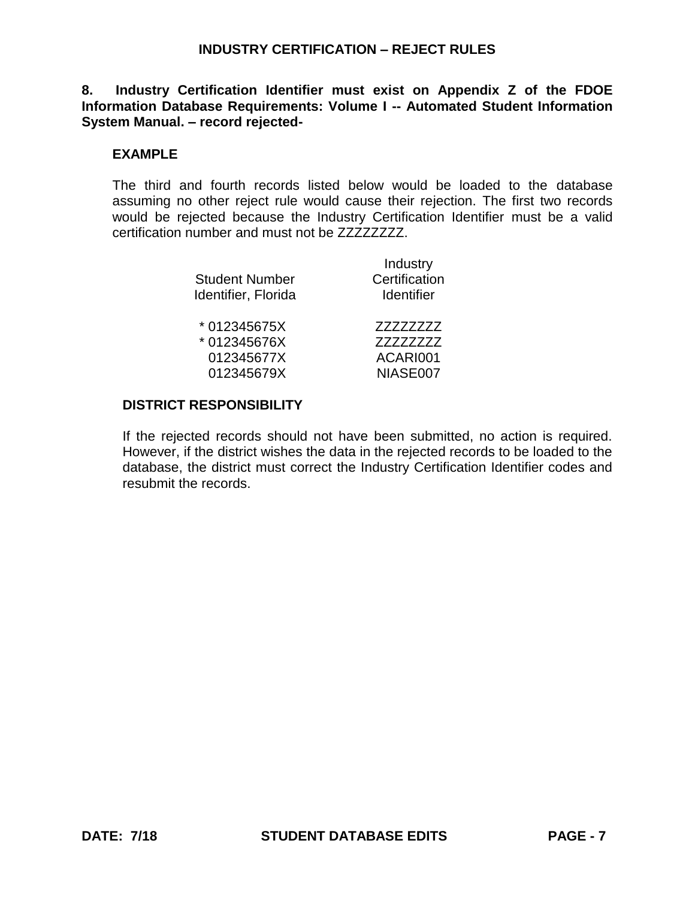## INDUSTRY CERTIFICATION – REJECT RULES

**8. Industry Certification Identifier must exist on Appendix Z of the FDOE Information Database Requirements: Volume I -- Automated Student Information System Manual. – record rejected-**

**EXAMPLE**

The third and fourth records listed below would be loaded to the database assuming no other reject rule would cause their rejection. The first two records would be rejected because the Industry Certification Identifier must be a valid certification number and must not be ZZZZZZZZ.

| Student Number Identifier, Florida | Industry Certification Identifier |
|---|---|
| * 012345675X | ZZZZZZZZ |
| * 012345676X | ZZZZZZZZ |
| 012345677X | ACARI001 |
| 012345679X | NIASE007 |

**DISTRICT RESPONSIBILITY**

If the rejected records should not have been submitted, no action is required. However, if the district wishes the data in the rejected records to be loaded to the database, the district must correct the Industry Certification Identifier codes and resubmit the records.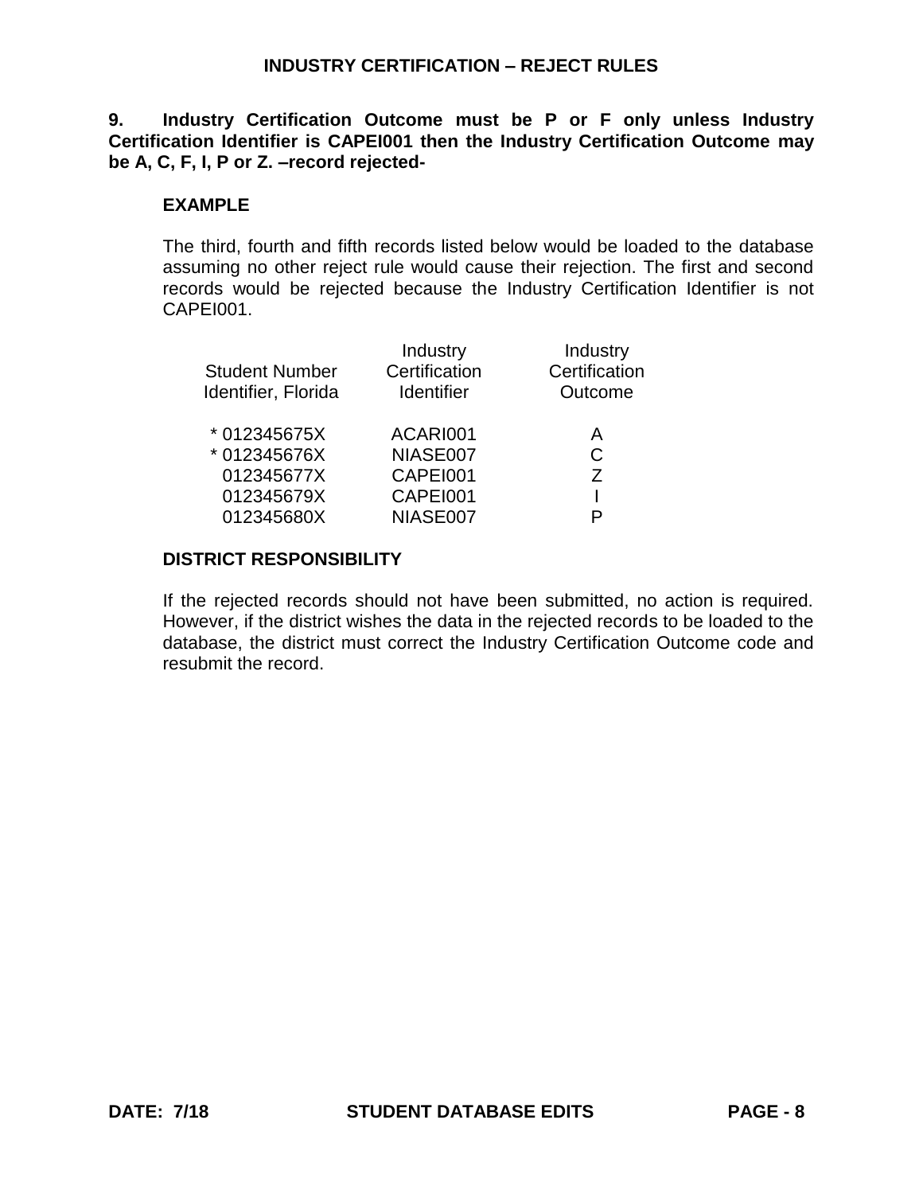## INDUSTRY CERTIFICATION – REJECT RULES

**9. Industry Certification Outcome must be P or F only unless Industry Certification Identifier is CAPEI001 then the Industry Certification Outcome may be A, C, F, I, P or Z. –record rejected-**

### EXAMPLE

The third, fourth and fifth records listed below would be loaded to the database assuming no other reject rule would cause their rejection. The first and second records would be rejected because the Industry Certification Identifier is not CAPEI001.

| Student Number Identifier, Florida | Industry Certification Identifier | Industry Certification Outcome |
|---|---|---|
| * 012345675X | ACARI001 | A |
| * 012345676X | NIASE007 | C |
| 012345677X | CAPEI001 | Z |
| 012345679X | CAPEI001 | I |
| 012345680X | NIASE007 | P |

### DISTRICT RESPONSIBILITY

If the rejected records should not have been submitted, no action is required. However, if the district wishes the data in the rejected records to be loaded to the database, the district must correct the Industry Certification Outcome code and resubmit the record.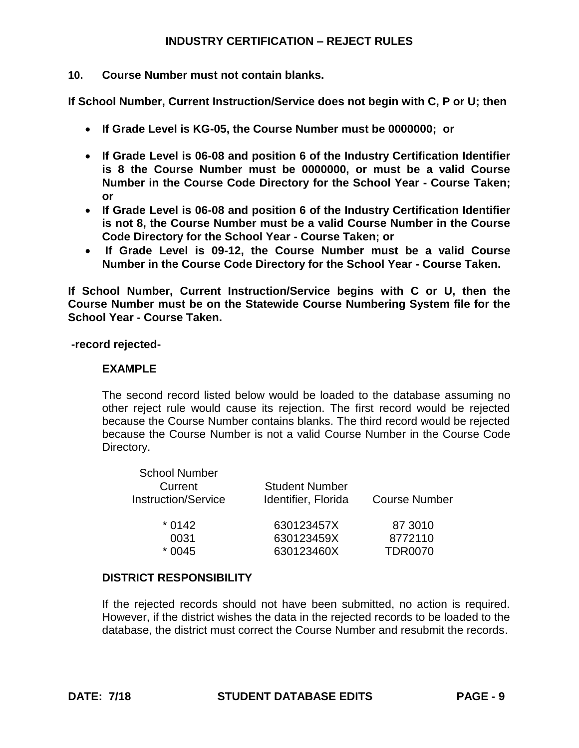## INDUSTRY CERTIFICATION – REJECT RULES

**10. Course Number must not contain blanks.**

**If School Number, Current Instruction/Service does not begin with C, P or U; then**

- **If Grade Level is KG-05, the Course Number must be 0000000; or**
- **If Grade Level is 06-08 and position 6 of the Industry Certification Identifier is 8 the Course Number must be 0000000, or must be a valid Course Number in the Course Code Directory for the School Year - Course Taken; or**
- **If Grade Level is 06-08 and position 6 of the Industry Certification Identifier is not 8, the Course Number must be a valid Course Number in the Course Code Directory for the School Year - Course Taken; or**
- **If Grade Level is 09-12, the Course Number must be a valid Course Number in the Course Code Directory for the School Year - Course Taken.**

**If School Number, Current Instruction/Service begins with C or U, then the Course Number must be on the Statewide Course Numbering System file for the School Year - Course Taken.**

**-record rejected-**

**EXAMPLE**

The second record listed below would be loaded to the database assuming no other reject rule would cause its rejection. The first record would be rejected because the Course Number contains blanks. The third record would be rejected because the Course Number is not a valid Course Number in the Course Code Directory.

| School Number Current Instruction/Service | Student Number Identifier, Florida | Course Number |
|---|---|---|
| * 0142 | 630123457X | 87 3010 |
| 0031 | 630123459X | 8772110 |
| * 0045 | 630123460X | TDR0070 |

**DISTRICT RESPONSIBILITY**

If the rejected records should not have been submitted, no action is required. However, if the district wishes the data in the rejected records to be loaded to the database, the district must correct the Course Number and resubmit the records.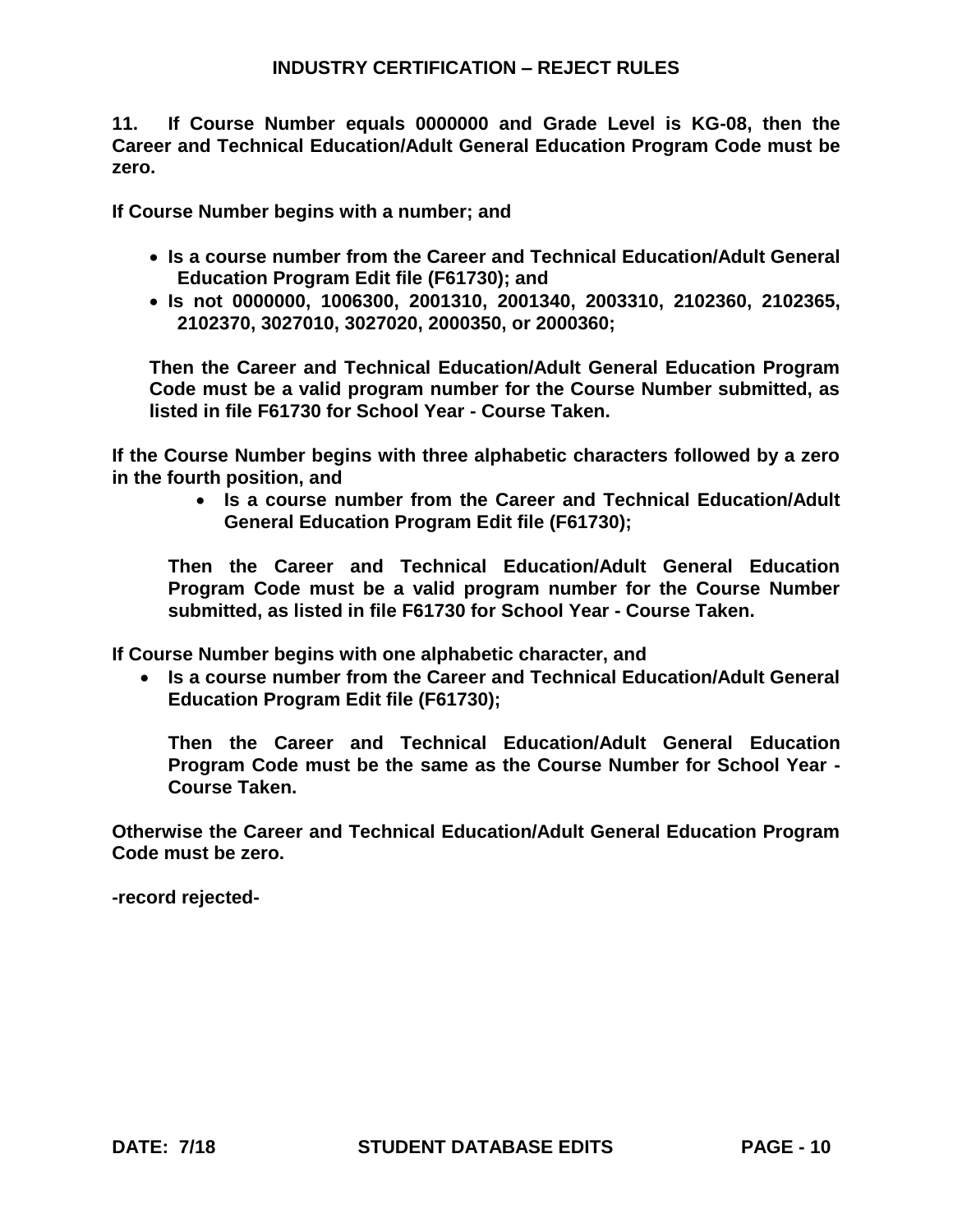## INDUSTRY CERTIFICATION – REJECT RULES

**11. If Course Number equals 0000000 and Grade Level is KG-08, then the Career and Technical Education/Adult General Education Program Code must be zero.**

**If Course Number begins with a number; and**

- **Is a course number from the Career and Technical Education/Adult General Education Program Edit file (F61730); and**
- **Is not 0000000, 1006300, 2001310, 2001340, 2003310, 2102360, 2102365, 2102370, 3027010, 3027020, 2000350, or 2000360;**

**Then the Career and Technical Education/Adult General Education Program Code must be a valid program number for the Course Number submitted, as listed in file F61730 for School Year - Course Taken.**

**If the Course Number begins with three alphabetic characters followed by a zero in the fourth position, and**

- **Is a course number from the Career and Technical Education/Adult General Education Program Edit file (F61730);**

**Then the Career and Technical Education/Adult General Education Program Code must be a valid program number for the Course Number submitted, as listed in file F61730 for School Year - Course Taken.**

**If Course Number begins with one alphabetic character, and**

- **Is a course number from the Career and Technical Education/Adult General Education Program Edit file (F61730);**

**Then the Career and Technical Education/Adult General Education Program Code must be the same as the Course Number for School Year - Course Taken.**

**Otherwise the Career and Technical Education/Adult General Education Program Code must be zero.**

**-record rejected-**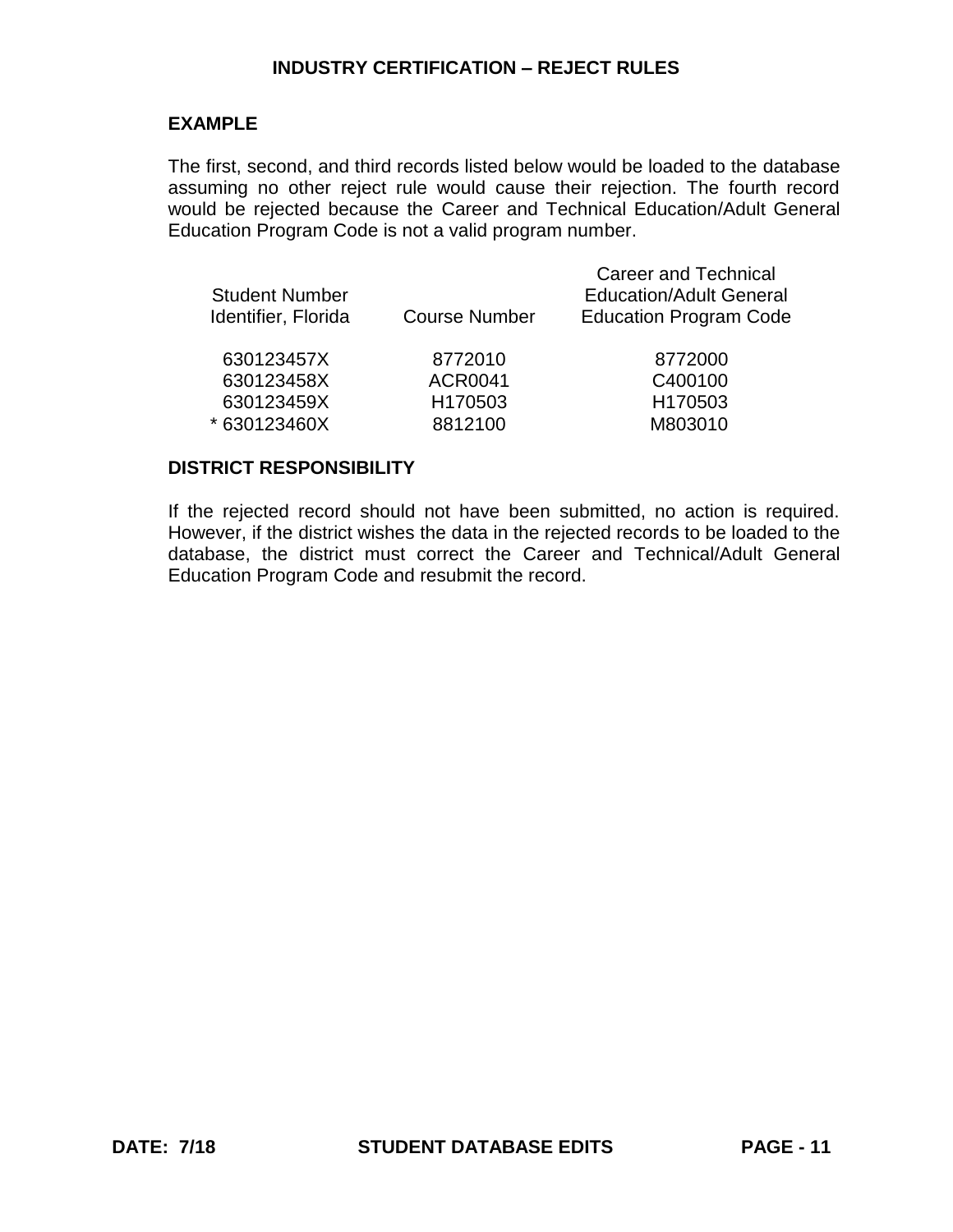## INDUSTRY CERTIFICATION – REJECT RULES

### EXAMPLE

The first, second, and third records listed below would be loaded to the database assuming no other reject rule would cause their rejection. The fourth record would be rejected because the Career and Technical Education/Adult General Education Program Code is not a valid program number.

| Student Number Identifier, Florida | Course Number | Career and Technical Education/Adult General Education Program Code |
|---|---|---|
| 630123457X | 8772010 | 8772000 |
| 630123458X | ACR0041 | C400100 |
| 630123459X | H170503 | H170503 |
| * 630123460X | 8812100 | M803010 |

### DISTRICT RESPONSIBILITY

If the rejected record should not have been submitted, no action is required. However, if the district wishes the data in the rejected records to be loaded to the database, the district must correct the Career and Technical/Adult General Education Program Code and resubmit the record.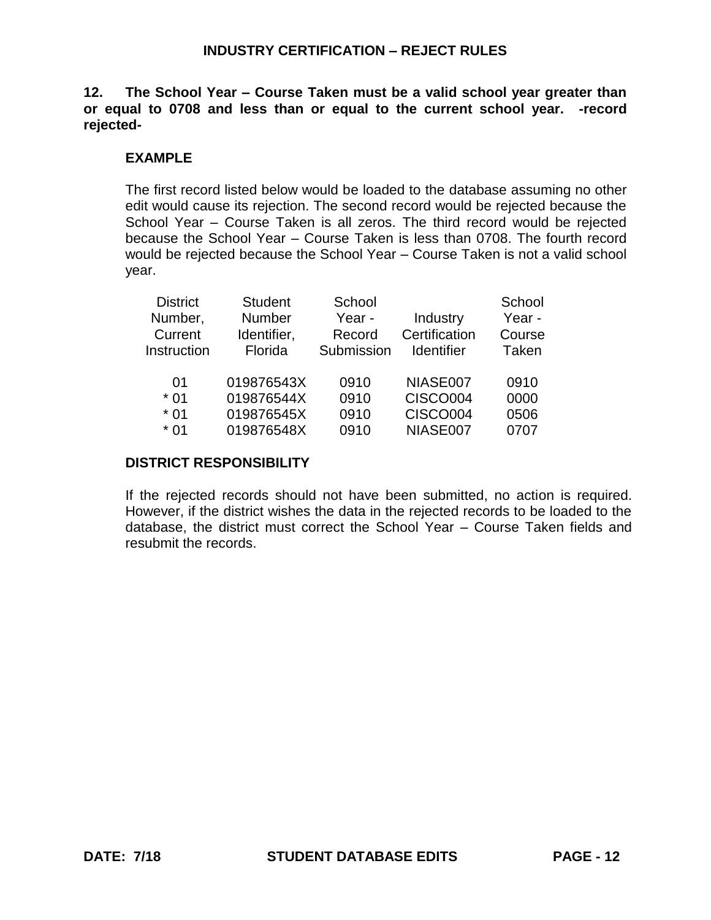## INDUSTRY CERTIFICATION – REJECT RULES

**12. The School Year – Course Taken must be a valid school year greater than or equal to 0708 and less than or equal to the current school year. -record rejected-**

### EXAMPLE

The first record listed below would be loaded to the database assuming no other edit would cause its rejection. The second record would be rejected because the School Year – Course Taken is all zeros. The third record would be rejected because the School Year – Course Taken is less than 0708. The fourth record would be rejected because the School Year – Course Taken is not a valid school year.

| District Number, Current Instruction | Student Number Identifier, Florida | School Year - Record Submission | Industry Certification Identifier | School Year - Course Taken |
|---|---|---|---|---|
| 01 | 019876543X | 0910 | NIASE007 | 0910 |
| * 01 | 019876544X | 0910 | CISCO004 | 0000 |
| * 01 | 019876545X | 0910 | CISCO004 | 0506 |
| * 01 | 019876548X | 0910 | NIASE007 | 0707 |

### DISTRICT RESPONSIBILITY

If the rejected records should not have been submitted, no action is required. However, if the district wishes the data in the rejected records to be loaded to the database, the district must correct the School Year – Course Taken fields and resubmit the records.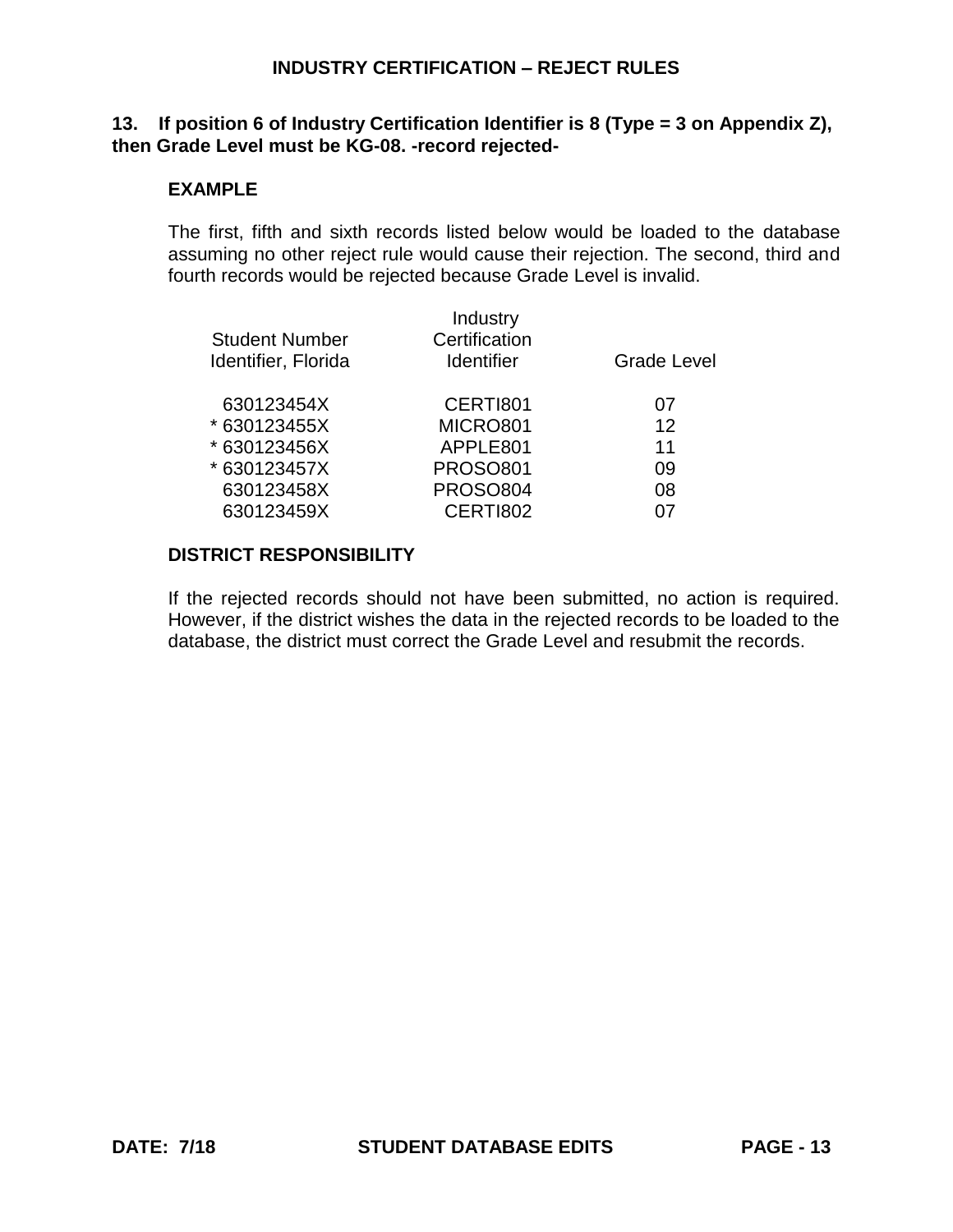## INDUSTRY CERTIFICATION – REJECT RULES

**13. If position 6 of Industry Certification Identifier is 8 (Type = 3 on Appendix Z), then Grade Level must be KG-08. -record rejected-**

### EXAMPLE

The first, fifth and sixth records listed below would be loaded to the database assuming no other reject rule would cause their rejection. The second, third and fourth records would be rejected because Grade Level is invalid.

| Student Number Identifier, Florida | Industry Certification Identifier | Grade Level |
|---|---|---|
| 630123454X | CERTI801 | 07 |
| * 630123455X | MICRO801 | 12 |
| * 630123456X | APPLE801 | 11 |
| * 630123457X | PROSO801 | 09 |
| 630123458X | PROSO804 | 08 |
| 630123459X | CERTI802 | 07 |

### DISTRICT RESPONSIBILITY

If the rejected records should not have been submitted, no action is required. However, if the district wishes the data in the rejected records to be loaded to the database, the district must correct the Grade Level and resubmit the records.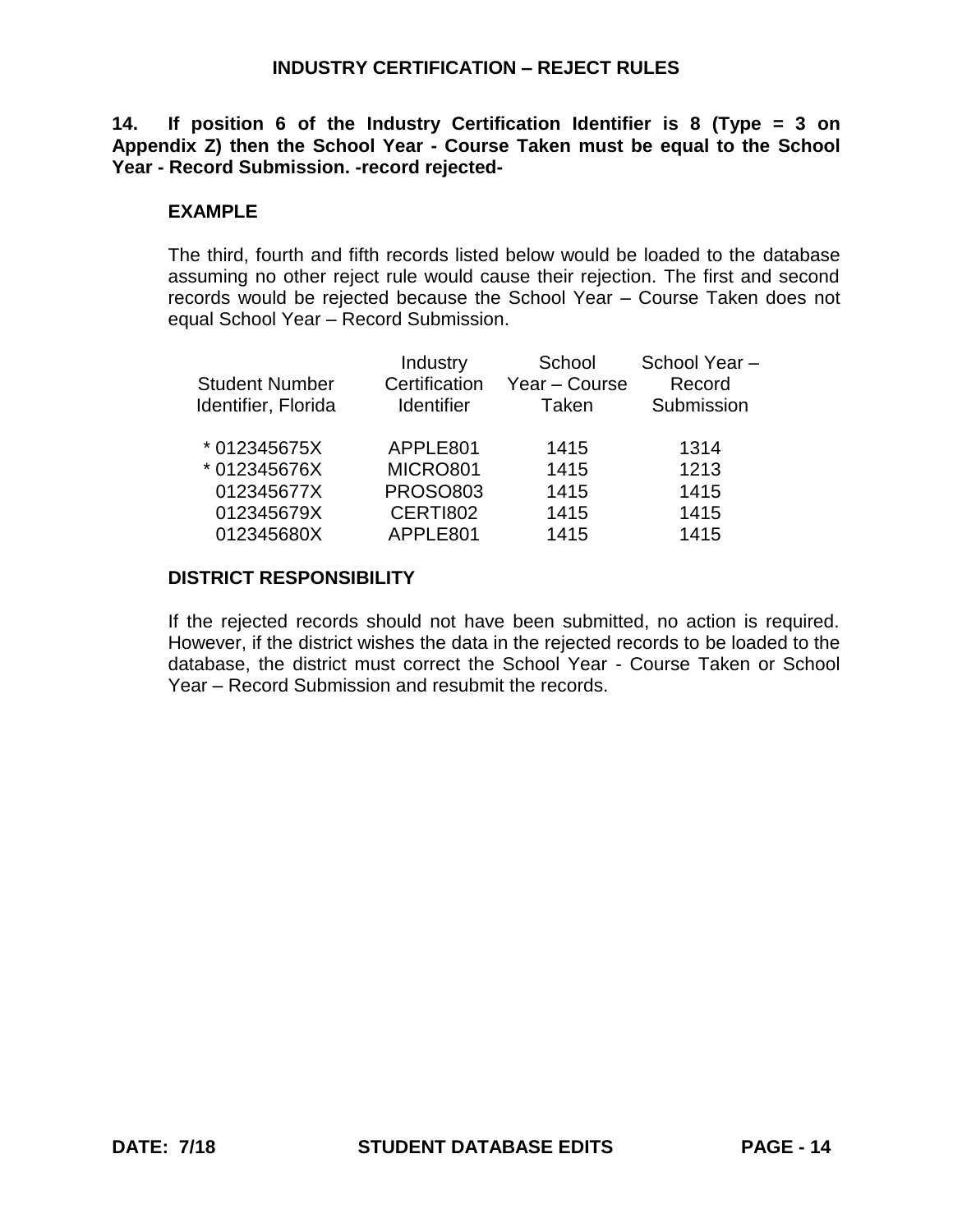## INDUSTRY CERTIFICATION – REJECT RULES

**14. If position 6 of the Industry Certification Identifier is 8 (Type = 3 on Appendix Z) then the School Year - Course Taken must be equal to the School Year - Record Submission. -record rejected-**

### EXAMPLE

The third, fourth and fifth records listed below would be loaded to the database assuming no other reject rule would cause their rejection. The first and second records would be rejected because the School Year – Course Taken does not equal School Year – Record Submission.

| Student Number Identifier, Florida | Industry Certification Identifier | School Year – Course Taken | School Year – Record Submission |
|---|---|---|---|
| * 012345675X | APPLE801 | 1415 | 1314 |
| * 012345676X | MICRO801 | 1415 | 1213 |
| 012345677X | PROSO803 | 1415 | 1415 |
| 012345679X | CERTI802 | 1415 | 1415 |
| 012345680X | APPLE801 | 1415 | 1415 |

### DISTRICT RESPONSIBILITY

If the rejected records should not have been submitted, no action is required. However, if the district wishes the data in the rejected records to be loaded to the database, the district must correct the School Year - Course Taken or School Year – Record Submission and resubmit the records.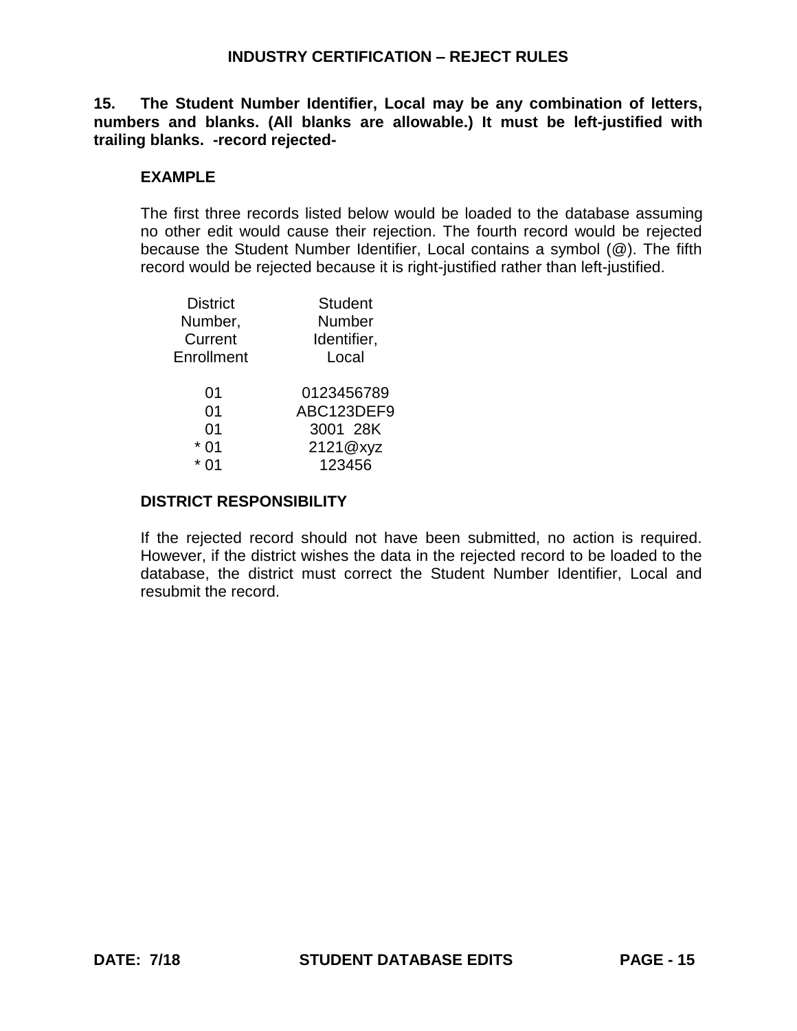## INDUSTRY CERTIFICATION – REJECT RULES

**15. The Student Number Identifier, Local may be any combination of letters, numbers and blanks. (All blanks are allowable.) It must be left-justified with trailing blanks. -record rejected-**

### EXAMPLE

The first three records listed below would be loaded to the database assuming no other edit would cause their rejection. The fourth record would be rejected because the Student Number Identifier, Local contains a symbol (@). The fifth record would be rejected because it is right-justified rather than left-justified.

| District Number, Current Enrollment | Student Number Identifier, Local |
|---|---|
| 01 | 0123456789 |
| 01 | ABC123DEF9 |
| 01 | 3001  28K |
| * 01 | 2121@xyz |
| * 01 | 123456 |

### DISTRICT RESPONSIBILITY

If the rejected record should not have been submitted, no action is required. However, if the district wishes the data in the rejected record to be loaded to the database, the district must correct the Student Number Identifier, Local and resubmit the record.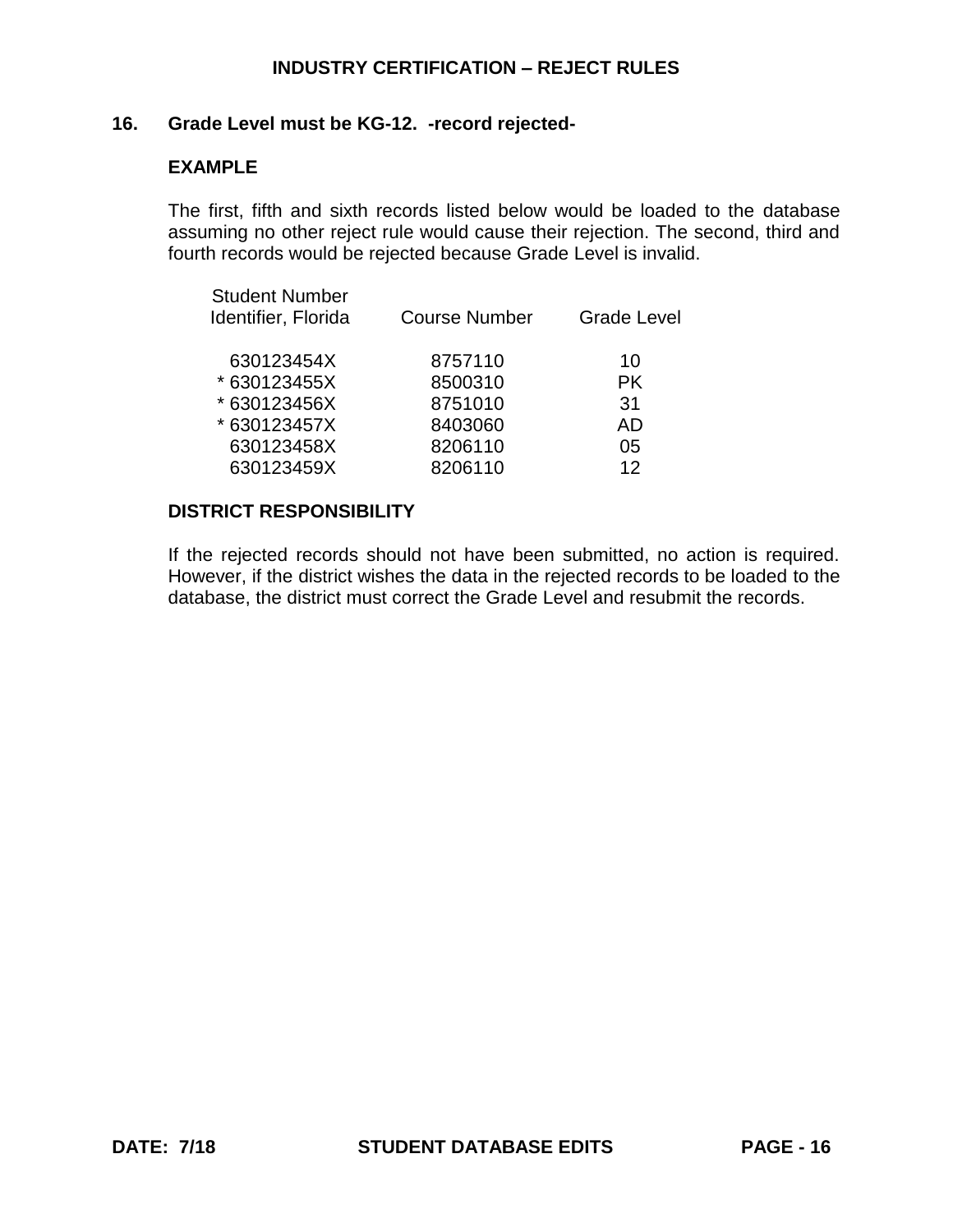**INDUSTRY CERTIFICATION – REJECT RULES**

**16. Grade Level must be KG-12. -record rejected-**

**EXAMPLE**

The first, fifth and sixth records listed below would be loaded to the database assuming no other reject rule would cause their rejection. The second, third and fourth records would be rejected because Grade Level is invalid.

| Student Number Identifier, Florida | Course Number | Grade Level |
|---|---|---|
| 630123454X | 8757110 | 10 |
| * 630123455X | 8500310 | PK |
| * 630123456X | 8751010 | 31 |
| * 630123457X | 8403060 | AD |
| 630123458X | 8206110 | 05 |
| 630123459X | 8206110 | 12 |

**DISTRICT RESPONSIBILITY**

If the rejected records should not have been submitted, no action is required. However, if the district wishes the data in the rejected records to be loaded to the database, the district must correct the Grade Level and resubmit the records.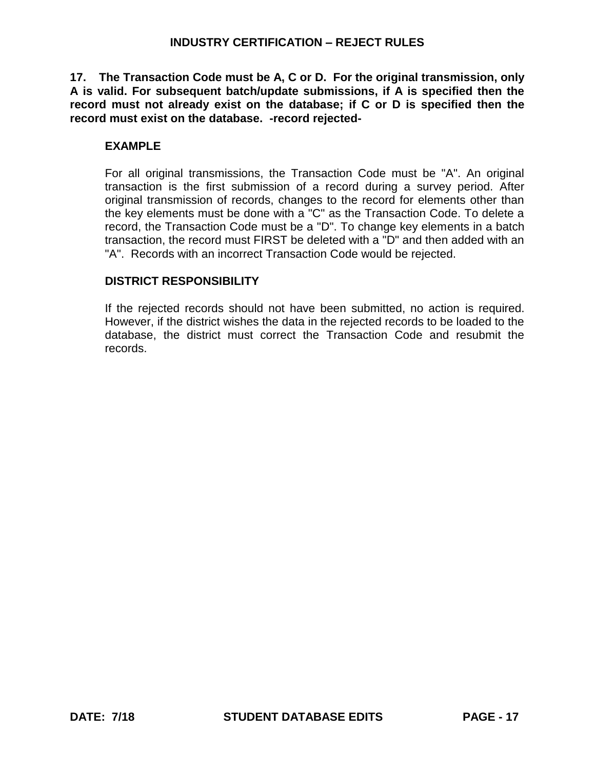**17. The Transaction Code must be A, C or D. For the original transmission, only A is valid. For subsequent batch/update submissions, if A is specified then the record must not already exist on the database; if C or D is specified then the record must exist on the database. -record rejected-**

### EXAMPLE

For all original transmissions, the Transaction Code must be "A". An original transaction is the first submission of a record during a survey period. After original transmission of records, changes to the record for elements other than the key elements must be done with a "C" as the Transaction Code. To delete a record, the Transaction Code must be a "D". To change key elements in a batch transaction, the record must FIRST be deleted with a "D" and then added with an "A". Records with an incorrect Transaction Code would be rejected.

### DISTRICT RESPONSIBILITY

If the rejected records should not have been submitted, no action is required. However, if the district wishes the data in the rejected records to be loaded to the database, the district must correct the Transaction Code and resubmit the records.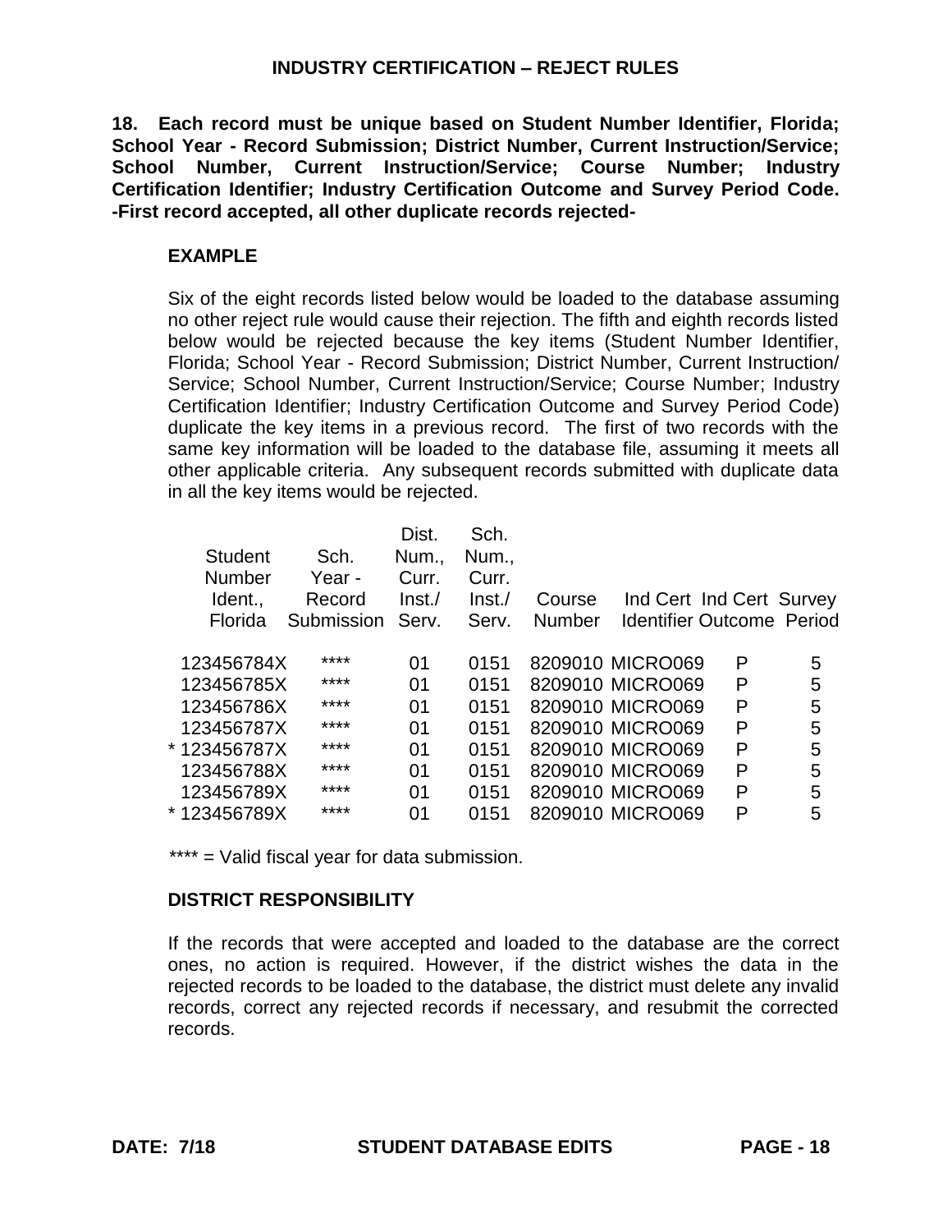## INDUSTRY CERTIFICATION – REJECT RULES

**18. Each record must be unique based on Student Number Identifier, Florida; School Year - Record Submission; District Number, Current Instruction/Service; School Number, Current Instruction/Service; Course Number; Industry Certification Identifier; Industry Certification Outcome and Survey Period Code. -First record accepted, all other duplicate records rejected-**

**EXAMPLE**

Six of the eight records listed below would be loaded to the database assuming no other reject rule would cause their rejection. The fifth and eighth records listed below would be rejected because the key items (Student Number Identifier, Florida; School Year - Record Submission; District Number, Current Instruction/ Service; School Number, Current Instruction/Service; Course Number; Industry Certification Identifier; Industry Certification Outcome and Survey Period Code) duplicate the key items in a previous record. The first of two records with the same key information will be loaded to the database file, assuming it meets all other applicable criteria. Any subsequent records submitted with duplicate data in all the key items would be rejected.

| Student Number Ident., Florida | Sch. Year - Record Submission | Dist. Num., Curr. Inst./ Serv. | Sch. Num., Curr. Inst./ Serv. | Course Number | Ind Cert Identifier | Ind Cert Outcome | Survey Period |
|---|---|---|---|---|---|---|---|
| 123456784X | **** | 01 | 0151 | 8209010 | MICRO069 | P | 5 |
| 123456785X | **** | 01 | 0151 | 8209010 | MICRO069 | P | 5 |
| 123456786X | **** | 01 | 0151 | 8209010 | MICRO069 | P | 5 |
| 123456787X | **** | 01 | 0151 | 8209010 | MICRO069 | P | 5 |
| * 123456787X | **** | 01 | 0151 | 8209010 | MICRO069 | P | 5 |
| 123456788X | **** | 01 | 0151 | 8209010 | MICRO069 | P | 5 |
| 123456789X | **** | 01 | 0151 | 8209010 | MICRO069 | P | 5 |
| * 123456789X | **** | 01 | 0151 | 8209010 | MICRO069 | P | 5 |

**** = Valid fiscal year for data submission.

**DISTRICT RESPONSIBILITY**

If the records that were accepted and loaded to the database are the correct ones, no action is required. However, if the district wishes the data in the rejected records to be loaded to the database, the district must delete any invalid records, correct any rejected records if necessary, and resubmit the corrected records.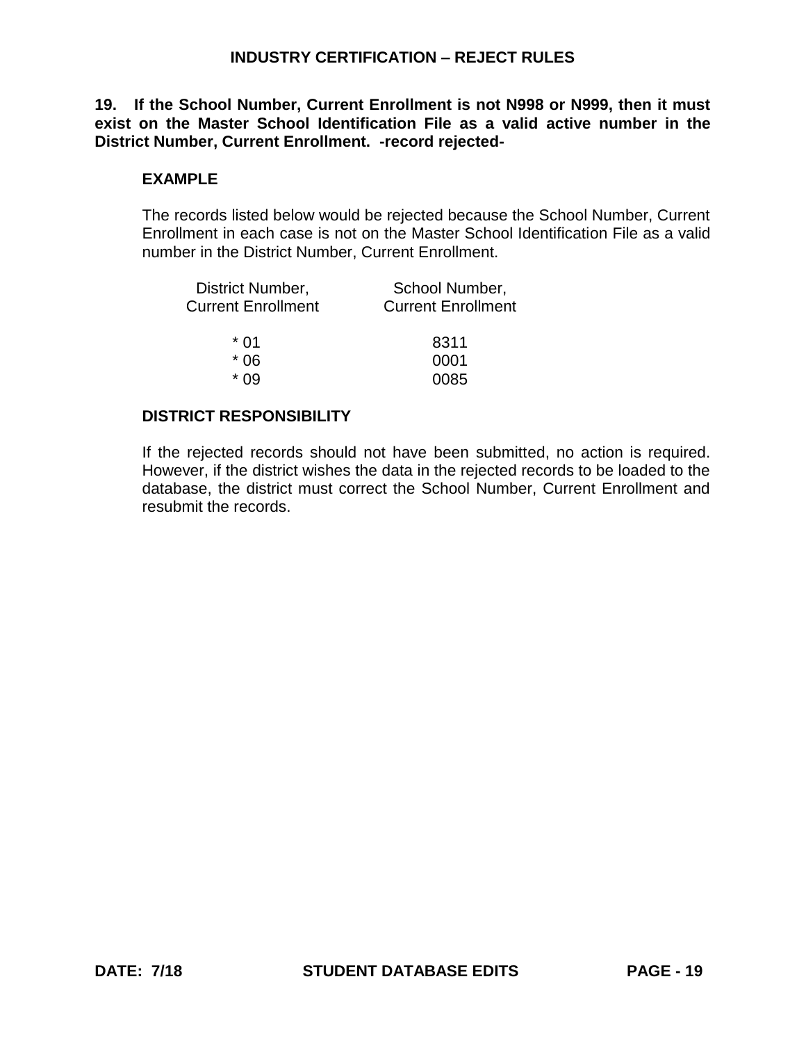**19. If the School Number, Current Enrollment is not N998 or N999, then it must exist on the Master School Identification File as a valid active number in the District Number, Current Enrollment. -record rejected-**

**EXAMPLE**

The records listed below would be rejected because the School Number, Current Enrollment in each case is not on the Master School Identification File as a valid number in the District Number, Current Enrollment.

| District Number, Current Enrollment | School Number, Current Enrollment |
|---|---|
| * 01 | 8311 |
| * 06 | 0001 |
| * 09 | 0085 |

**DISTRICT RESPONSIBILITY**

If the rejected records should not have been submitted, no action is required. However, if the district wishes the data in the rejected records to be loaded to the database, the district must correct the School Number, Current Enrollment and resubmit the records.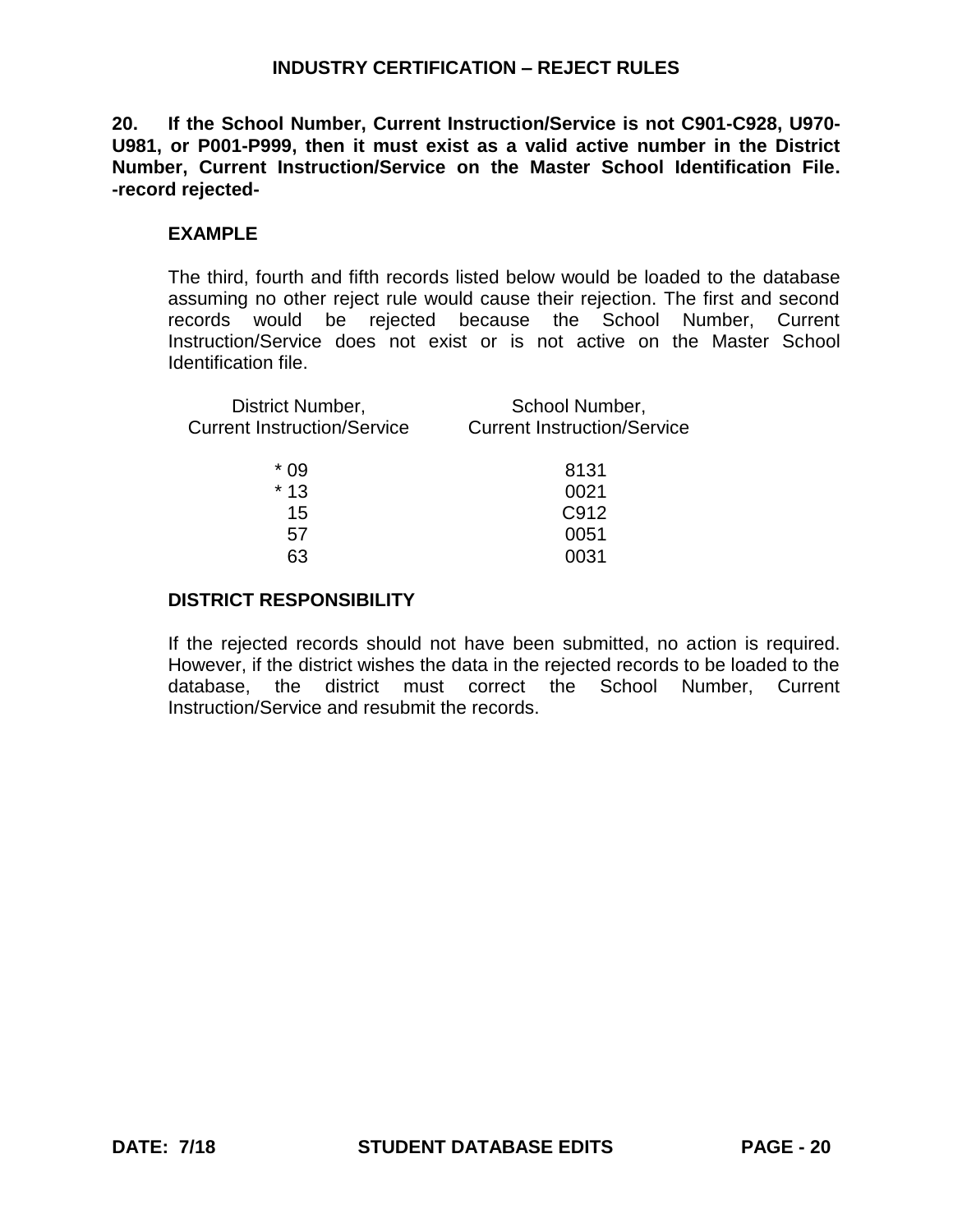**20. If the School Number, Current Instruction/Service is not C901-C928, U970-U981, or P001-P999, then it must exist as a valid active number in the District Number, Current Instruction/Service on the Master School Identification File. -record rejected-**

**EXAMPLE**

The third, fourth and fifth records listed below would be loaded to the database assuming no other reject rule would cause their rejection. The first and second records would be rejected because the School Number, Current Instruction/Service does not exist or is not active on the Master School Identification file.

| District Number, Current Instruction/Service | School Number, Current Instruction/Service |
|---|---|
| * 09 | 8131 |
| * 13 | 0021 |
| 15 | C912 |
| 57 | 0051 |
| 63 | 0031 |

**DISTRICT RESPONSIBILITY**

If the rejected records should not have been submitted, no action is required. However, if the district wishes the data in the rejected records to be loaded to the database, the district must correct the School Number, Current Instruction/Service and resubmit the records.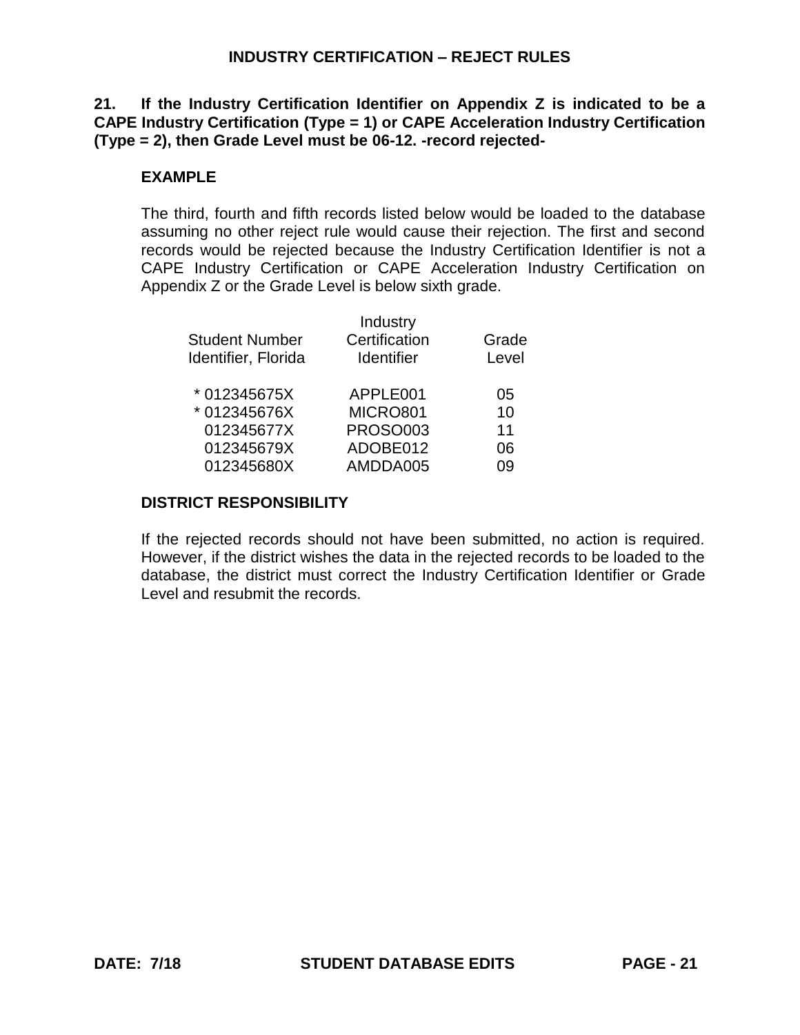## INDUSTRY CERTIFICATION – REJECT RULES

**21. If the Industry Certification Identifier on Appendix Z is indicated to be a CAPE Industry Certification (Type = 1) or CAPE Acceleration Industry Certification (Type = 2), then Grade Level must be 06-12. -record rejected-**

**EXAMPLE**

The third, fourth and fifth records listed below would be loaded to the database assuming no other reject rule would cause their rejection. The first and second records would be rejected because the Industry Certification Identifier is not a CAPE Industry Certification or CAPE Acceleration Industry Certification on Appendix Z or the Grade Level is below sixth grade.

| Student Number Identifier, Florida | Industry Certification Identifier | Grade Level |
|---|---|---|
| * 012345675X | APPLE001 | 05 |
| * 012345676X | MICRO801 | 10 |
| 012345677X | PROSO003 | 11 |
| 012345679X | ADOBE012 | 06 |
| 012345680X | AMDDA005 | 09 |

**DISTRICT RESPONSIBILITY**

If the rejected records should not have been submitted, no action is required. However, if the district wishes the data in the rejected records to be loaded to the database, the district must correct the Industry Certification Identifier or Grade Level and resubmit the records.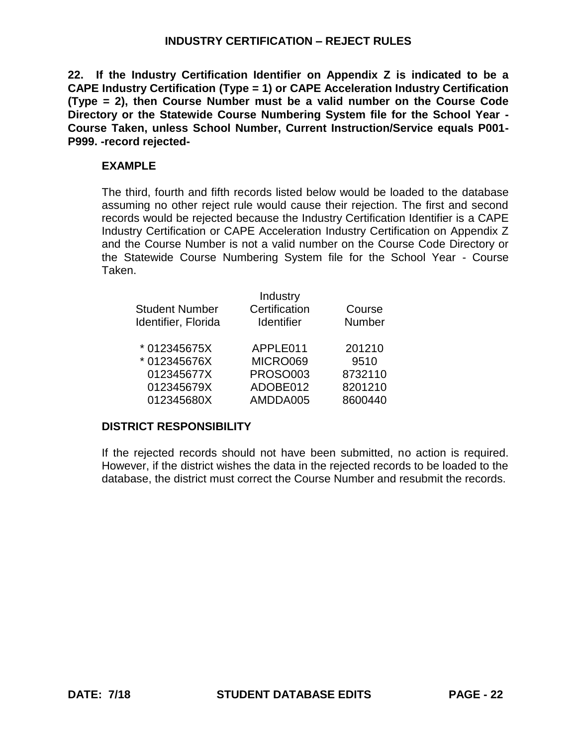## INDUSTRY CERTIFICATION – REJECT RULES

**22. If the Industry Certification Identifier on Appendix Z is indicated to be a CAPE Industry Certification (Type = 1) or CAPE Acceleration Industry Certification (Type = 2), then Course Number must be a valid number on the Course Code Directory or the Statewide Course Numbering System file for the School Year - Course Taken, unless School Number, Current Instruction/Service equals P001-P999. -record rejected-**

**EXAMPLE**

The third, fourth and fifth records listed below would be loaded to the database assuming no other reject rule would cause their rejection. The first and second records would be rejected because the Industry Certification Identifier is a CAPE Industry Certification or CAPE Acceleration Industry Certification on Appendix Z and the Course Number is not a valid number on the Course Code Directory or the Statewide Course Numbering System file for the School Year - Course Taken.

| Student Number Identifier, Florida | Industry Certification Identifier | Course Number |
|---|---|---|
| * 012345675X | APPLE011 | 201210 |
| * 012345676X | MICRO069 | 9510 |
| 012345677X | PROSO003 | 8732110 |
| 012345679X | ADOBE012 | 8201210 |
| 012345680X | AMDDA005 | 8600440 |

**DISTRICT RESPONSIBILITY**

If the rejected records should not have been submitted, no action is required. However, if the district wishes the data in the rejected records to be loaded to the database, the district must correct the Course Number and resubmit the records.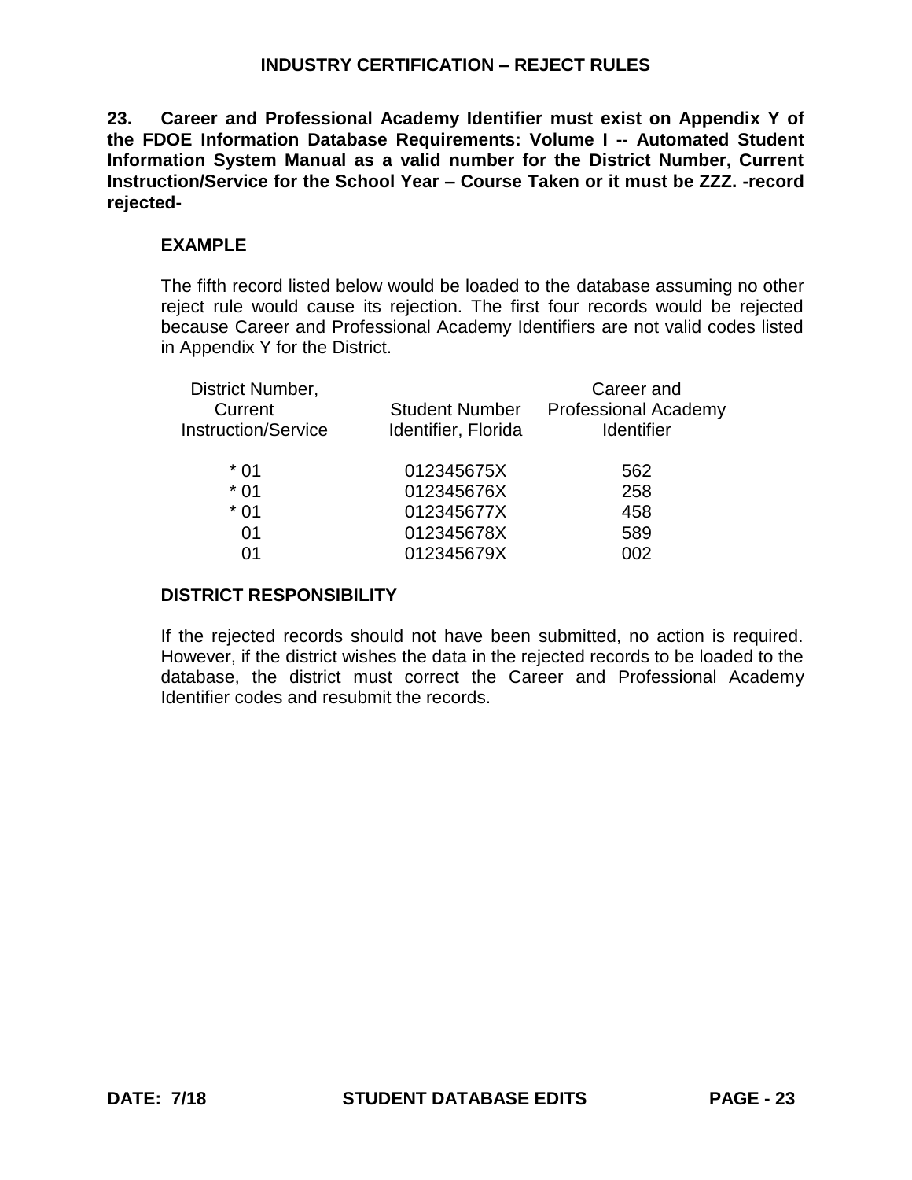**23. Career and Professional Academy Identifier must exist on Appendix Y of the FDOE Information Database Requirements: Volume I -- Automated Student Information System Manual as a valid number for the District Number, Current Instruction/Service for the School Year – Course Taken or it must be ZZZ. -record rejected-**

**EXAMPLE**

The fifth record listed below would be loaded to the database assuming no other reject rule would cause its rejection. The first four records would be rejected because Career and Professional Academy Identifiers are not valid codes listed in Appendix Y for the District.

| District Number, Current Instruction/Service | Student Number Identifier, Florida | Career and Professional Academy Identifier |
|---|---|---|
| * 01 | 012345675X | 562 |
| * 01 | 012345676X | 258 |
| * 01 | 012345677X | 458 |
| 01 | 012345678X | 589 |
| 01 | 012345679X | 002 |

**DISTRICT RESPONSIBILITY**

If the rejected records should not have been submitted, no action is required. However, if the district wishes the data in the rejected records to be loaded to the database, the district must correct the Career and Professional Academy Identifier codes and resubmit the records.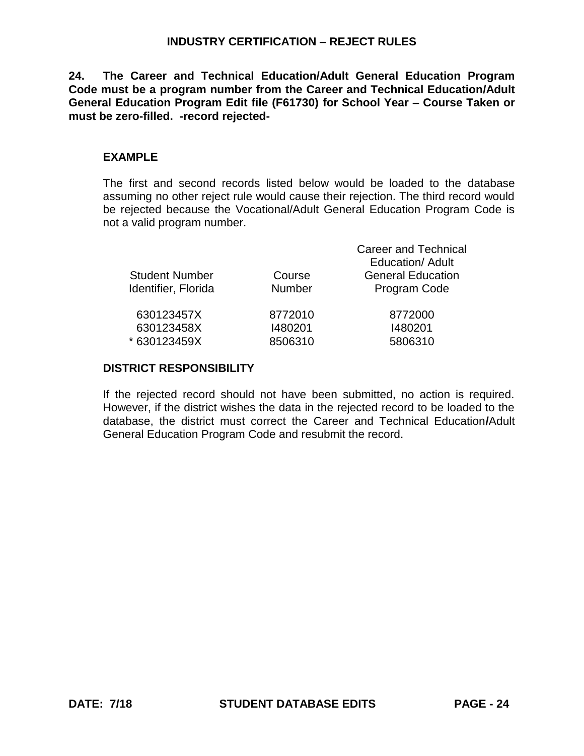**24. The Career and Technical Education/Adult General Education Program Code must be a program number from the Career and Technical Education/Adult General Education Program Edit file (F61730) for School Year – Course Taken or must be zero-filled. -record rejected-**

### EXAMPLE

The first and second records listed below would be loaded to the database assuming no other reject rule would cause their rejection. The third record would be rejected because the Vocational/Adult General Education Program Code is not a valid program number.

| Student Number Identifier, Florida | Course Number | Career and Technical Education/ Adult General Education Program Code |
|---|---|---|
| 630123457X | 8772010 | 8772000 |
| 630123458X | I480201 | I480201 |
| * 630123459X | 8506310 | 5806310 |

### DISTRICT RESPONSIBILITY

If the rejected record should not have been submitted, no action is required. However, if the district wishes the data in the rejected record to be loaded to the database, the district must correct the Career and Technical Education/Adult General Education Program Code and resubmit the record.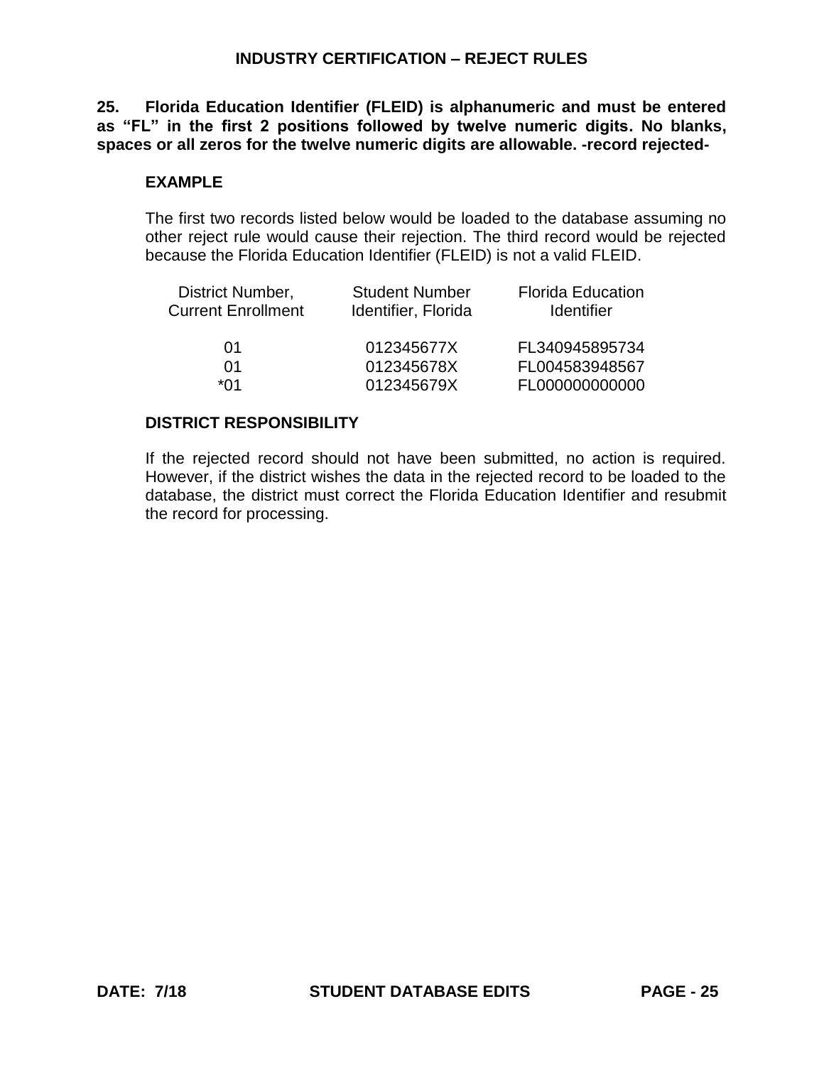**25. Florida Education Identifier (FLEID) is alphanumeric and must be entered as "FL" in the first 2 positions followed by twelve numeric digits. No blanks, spaces or all zeros for the twelve numeric digits are allowable. -record rejected-**

**EXAMPLE**

The first two records listed below would be loaded to the database assuming no other reject rule would cause their rejection. The third record would be rejected because the Florida Education Identifier (FLEID) is not a valid FLEID.

| District Number, Current Enrollment | Student Number Identifier, Florida | Florida Education Identifier |
|---|---|---|
| 01 | 012345677X | FL340945895734 |
| 01 | 012345678X | FL004583948567 |
| *01 | 012345679X | FL000000000000 |

**DISTRICT RESPONSIBILITY**

If the rejected record should not have been submitted, no action is required. However, if the district wishes the data in the rejected record to be loaded to the database, the district must correct the Florida Education Identifier and resubmit the record for processing.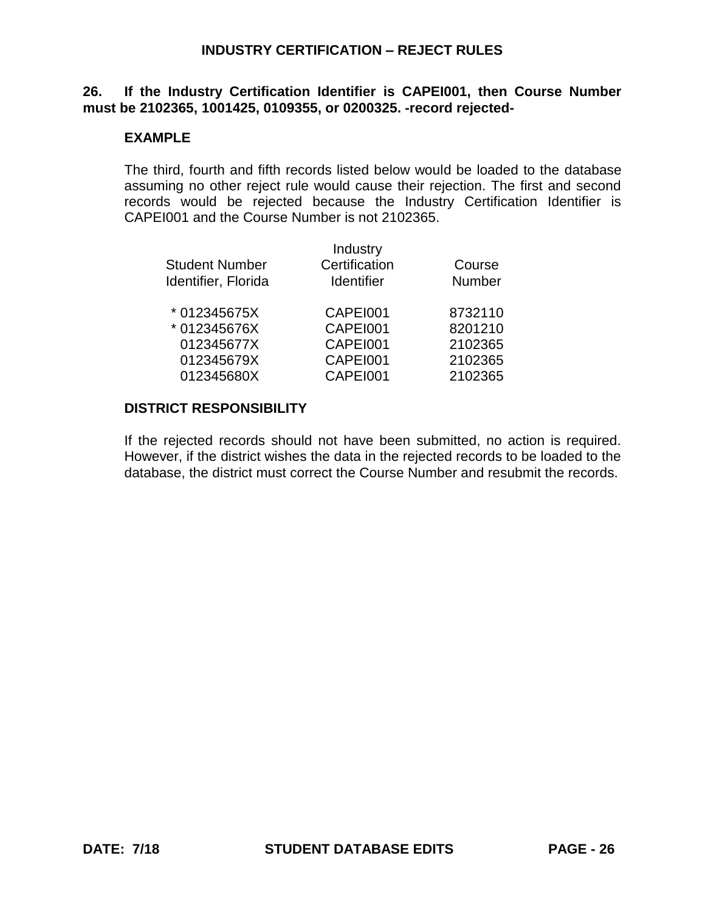## INDUSTRY CERTIFICATION – REJECT RULES

**26. If the Industry Certification Identifier is CAPEI001, then Course Number must be 2102365, 1001425, 0109355, or 0200325. -record rejected-**

**EXAMPLE**

The third, fourth and fifth records listed below would be loaded to the database assuming no other reject rule would cause their rejection. The first and second records would be rejected because the Industry Certification Identifier is CAPEI001 and the Course Number is not 2102365.

| Student Number Identifier, Florida | Industry Certification Identifier | Course Number |
|---|---|---|
| * 012345675X | CAPEI001 | 8732110 |
| * 012345676X | CAPEI001 | 8201210 |
| 012345677X | CAPEI001 | 2102365 |
| 012345679X | CAPEI001 | 2102365 |
| 012345680X | CAPEI001 | 2102365 |

**DISTRICT RESPONSIBILITY**

If the rejected records should not have been submitted, no action is required. However, if the district wishes the data in the rejected records to be loaded to the database, the district must correct the Course Number and resubmit the records.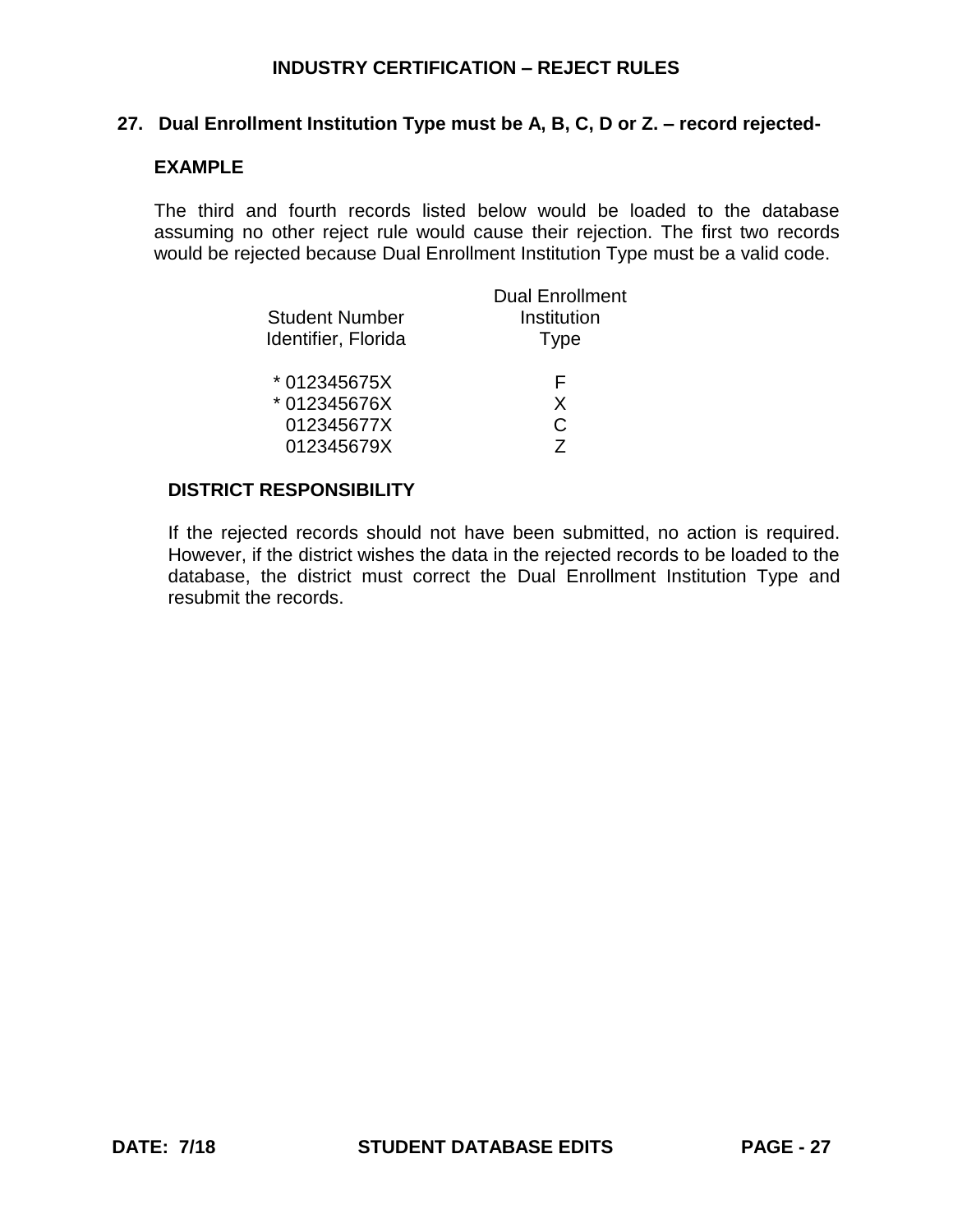## 27. Dual Enrollment Institution Type must be A, B, C, D or Z. – record rejected-

**EXAMPLE**

The third and fourth records listed below would be loaded to the database assuming no other reject rule would cause their rejection. The first two records would be rejected because Dual Enrollment Institution Type must be a valid code.

| Student Number Identifier, Florida | Dual Enrollment Institution Type |
|---|---|
| * 012345675X | F |
| * 012345676X | X |
| 012345677X | C |
| 012345679X | Z |

**DISTRICT RESPONSIBILITY**

If the rejected records should not have been submitted, no action is required. However, if the district wishes the data in the rejected records to be loaded to the database, the district must correct the Dual Enrollment Institution Type and resubmit the records.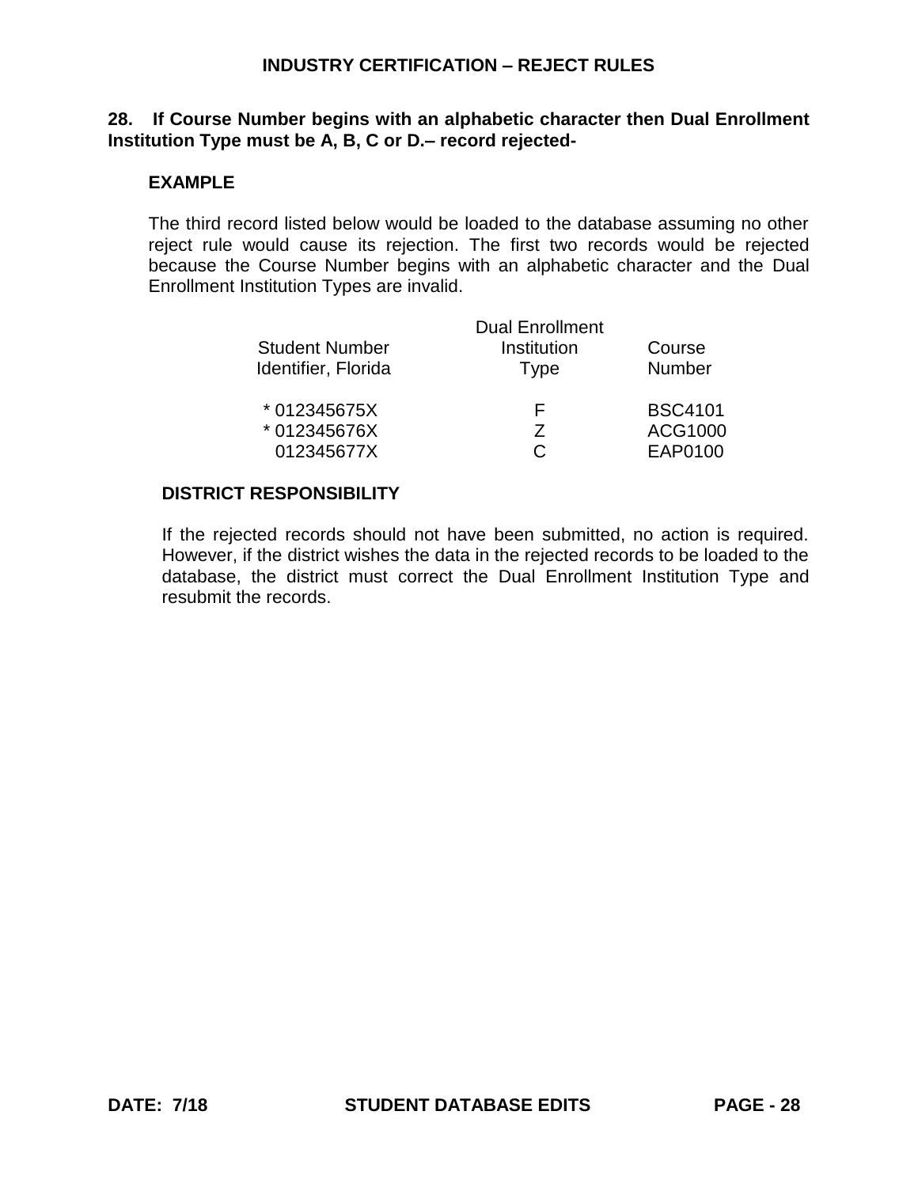## INDUSTRY CERTIFICATION – REJECT RULES

**28. If Course Number begins with an alphabetic character then Dual Enrollment Institution Type must be A, B, C or D.– record rejected-**

**EXAMPLE**

The third record listed below would be loaded to the database assuming no other reject rule would cause its rejection. The first two records would be rejected because the Course Number begins with an alphabetic character and the Dual Enrollment Institution Types are invalid.

| Student Number Identifier, Florida | Dual Enrollment Institution Type | Course Number |
|---|---|---|
| * 012345675X | F | BSC4101 |
| * 012345676X | Z | ACG1000 |
| 012345677X | C | EAP0100 |

**DISTRICT RESPONSIBILITY**

If the rejected records should not have been submitted, no action is required. However, if the district wishes the data in the rejected records to be loaded to the database, the district must correct the Dual Enrollment Institution Type and resubmit the records.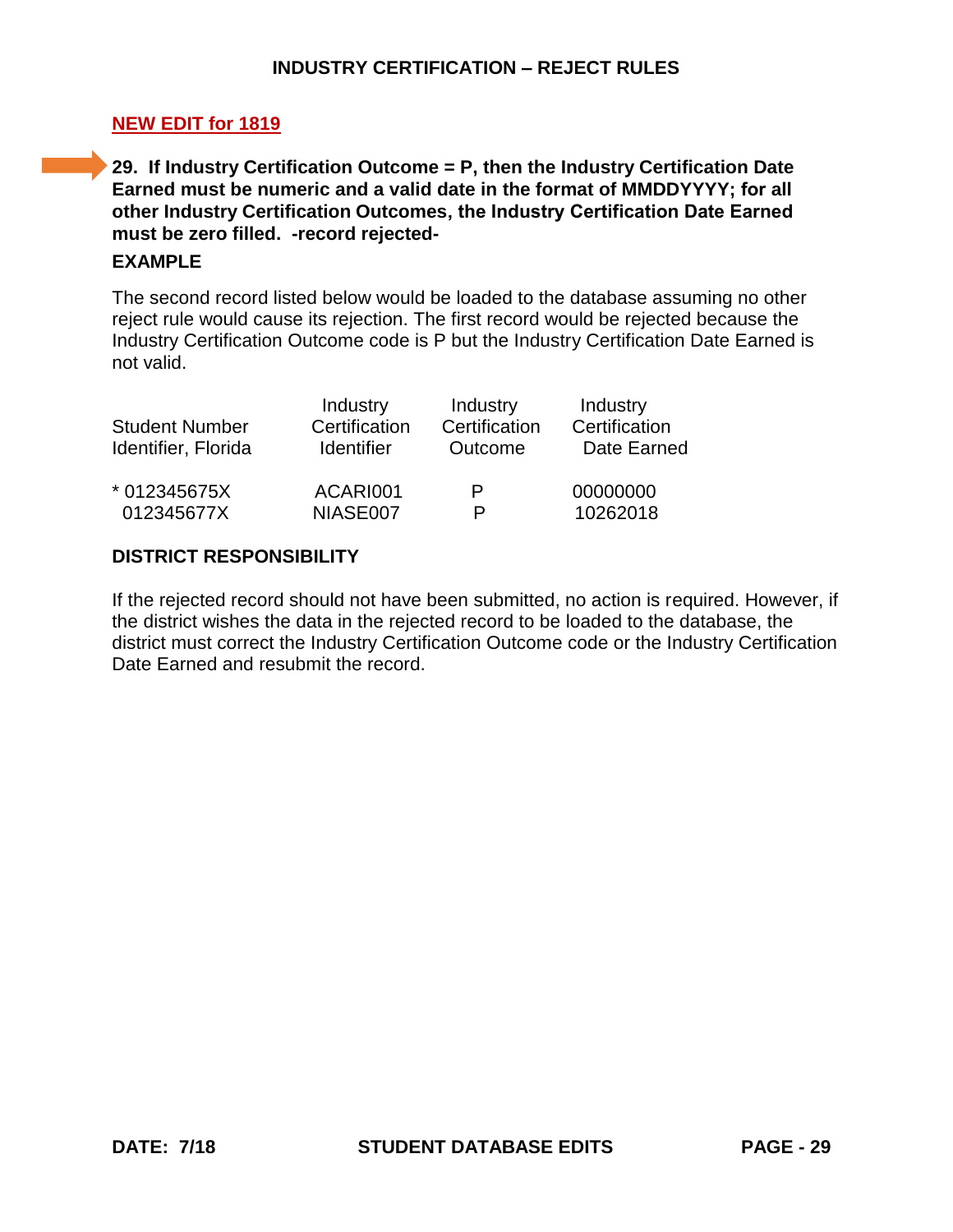## INDUSTRY CERTIFICATION – REJECT RULES

**NEW EDIT for 1819**

**29. If Industry Certification Outcome = P, then the Industry Certification Date Earned must be numeric and a valid date in the format of MMDDYYYY; for all other Industry Certification Outcomes, the Industry Certification Date Earned must be zero filled. -record rejected-**

**EXAMPLE**

The second record listed below would be loaded to the database assuming no other reject rule would cause its rejection. The first record would be rejected because the Industry Certification Outcome code is P but the Industry Certification Date Earned is not valid.

| Student Number Identifier, Florida | Industry Certification Identifier | Industry Certification Outcome | Industry Certification Date Earned |
|---|---|---|---|
| * 012345675X | ACARI001 | P | 00000000 |
| 012345677X | NIASE007 | P | 10262018 |

**DISTRICT RESPONSIBILITY**

If the rejected record should not have been submitted, no action is required. However, if the district wishes the data in the rejected record to be loaded to the database, the district must correct the Industry Certification Outcome code or the Industry Certification Date Earned and resubmit the record.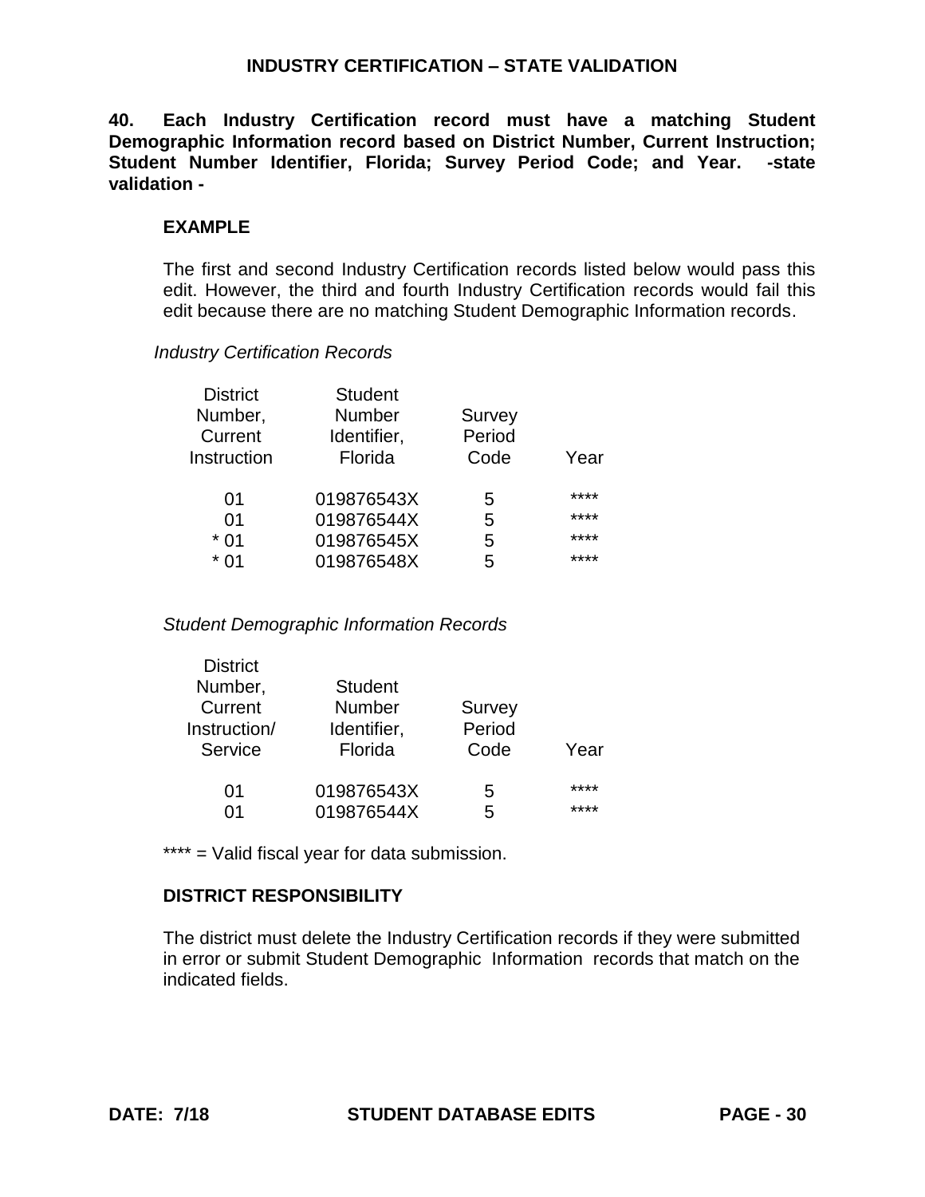**40. Each Industry Certification record must have a matching Student Demographic Information record based on District Number, Current Instruction; Student Number Identifier, Florida; Survey Period Code; and Year. -state validation -**

**EXAMPLE**

The first and second Industry Certification records listed below would pass this edit. However, the third and fourth Industry Certification records would fail this edit because there are no matching Student Demographic Information records.

*Industry Certification Records*

| District Number, Current Instruction | Student Number Identifier, Florida | Survey Period Code | Year |
|---|---|---|---|
| 01 | 019876543X | 5 | **** |
| 01 | 019876544X | 5 | **** |
| * 01 | 019876545X | 5 | **** |
| * 01 | 019876548X | 5 | **** |

*Student Demographic Information Records*

| District Number, Current Instruction/ Service | Student Number Identifier, Florida | Survey Period Code | Year |
|---|---|---|---|
| 01 | 019876543X | 5 | **** |
| 01 | 019876544X | 5 | **** |

**** = Valid fiscal year for data submission.

**DISTRICT RESPONSIBILITY**

The district must delete the Industry Certification records if they were submitted in error or submit Student Demographic Information records that match on the indicated fields.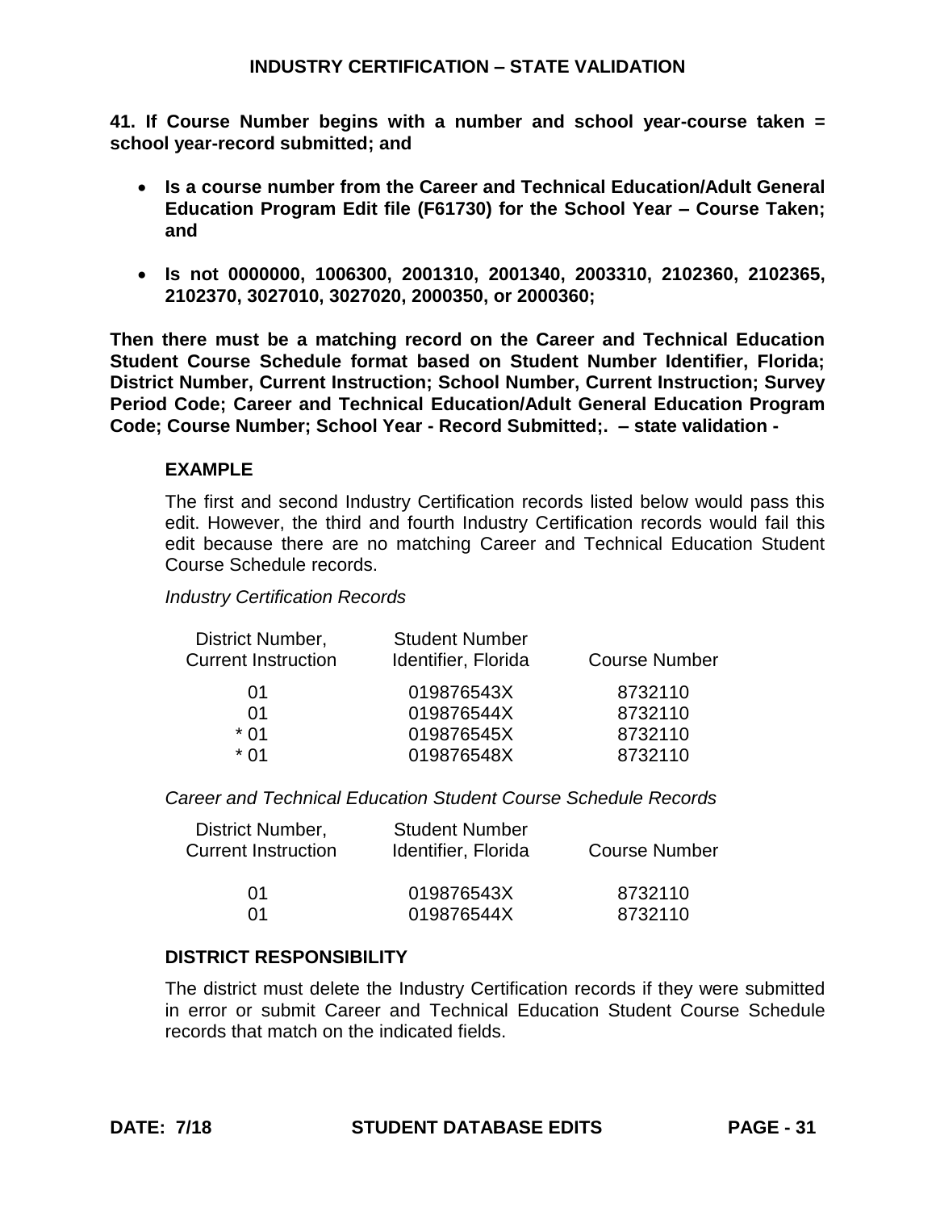**41. If Course Number begins with a number and school year-course taken = school year-record submitted; and**

- **Is a course number from the Career and Technical Education/Adult General Education Program Edit file (F61730) for the School Year – Course Taken; and**
- **Is not 0000000, 1006300, 2001310, 2001340, 2003310, 2102360, 2102365, 2102370, 3027010, 3027020, 2000350, or 2000360;**

**Then there must be a matching record on the Career and Technical Education Student Course Schedule format based on Student Number Identifier, Florida; District Number, Current Instruction; School Number, Current Instruction; Survey Period Code; Career and Technical Education/Adult General Education Program Code; Course Number; School Year - Record Submitted;. – state validation -**

### EXAMPLE

The first and second Industry Certification records listed below would pass this edit. However, the third and fourth Industry Certification records would fail this edit because there are no matching Career and Technical Education Student Course Schedule records.

*Industry Certification Records*

| District Number, Current Instruction | Student Number Identifier, Florida | Course Number |
|---|---|---|
| 01 | 019876543X | 8732110 |
| 01 | 019876544X | 8732110 |
| * 01 | 019876545X | 8732110 |
| * 01 | 019876548X | 8732110 |

*Career and Technical Education Student Course Schedule Records*

| District Number, Current Instruction | Student Number Identifier, Florida | Course Number |
|---|---|---|
| 01 | 019876543X | 8732110 |
| 01 | 019876544X | 8732110 |

### DISTRICT RESPONSIBILITY

The district must delete the Industry Certification records if they were submitted in error or submit Career and Technical Education Student Course Schedule records that match on the indicated fields.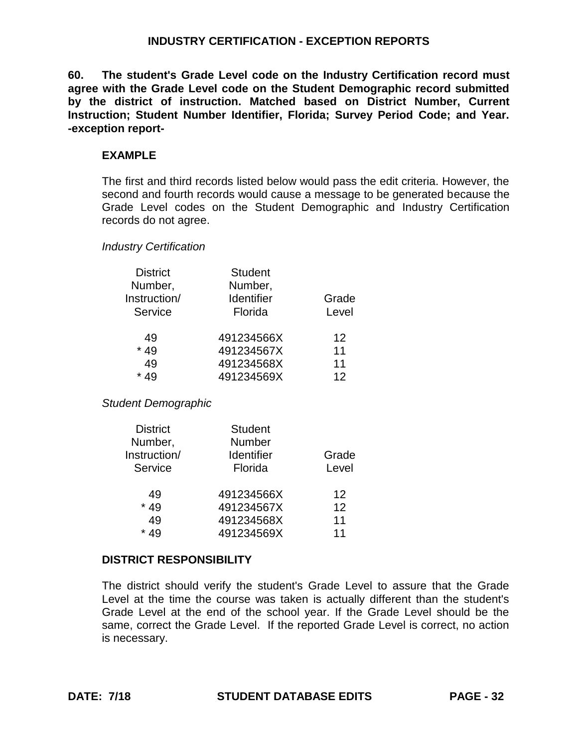## INDUSTRY CERTIFICATION - EXCEPTION REPORTS

**60. The student's Grade Level code on the Industry Certification record must agree with the Grade Level code on the Student Demographic record submitted by the district of instruction. Matched based on District Number, Current Instruction; Student Number Identifier, Florida; Survey Period Code; and Year. -exception report-**

### EXAMPLE

The first and third records listed below would pass the edit criteria. However, the second and fourth records would cause a message to be generated because the Grade Level codes on the Student Demographic and Industry Certification records do not agree.

*Industry Certification*

| District Number, Instruction/ Service | Student Number, Identifier Florida | Grade Level |
|---|---|---|
| 49 | 491234566X | 12 |
| * 49 | 491234567X | 11 |
| 49 | 491234568X | 11 |
| * 49 | 491234569X | 12 |

*Student Demographic*

| District Number, Instruction/ Service | Student Number Identifier Florida | Grade Level |
|---|---|---|
| 49 | 491234566X | 12 |
| * 49 | 491234567X | 12 |
| 49 | 491234568X | 11 |
| * 49 | 491234569X | 11 |

### DISTRICT RESPONSIBILITY

The district should verify the student's Grade Level to assure that the Grade Level at the time the course was taken is actually different than the student's Grade Level at the end of the school year. If the Grade Level should be the same, correct the Grade Level. If the reported Grade Level is correct, no action is necessary.